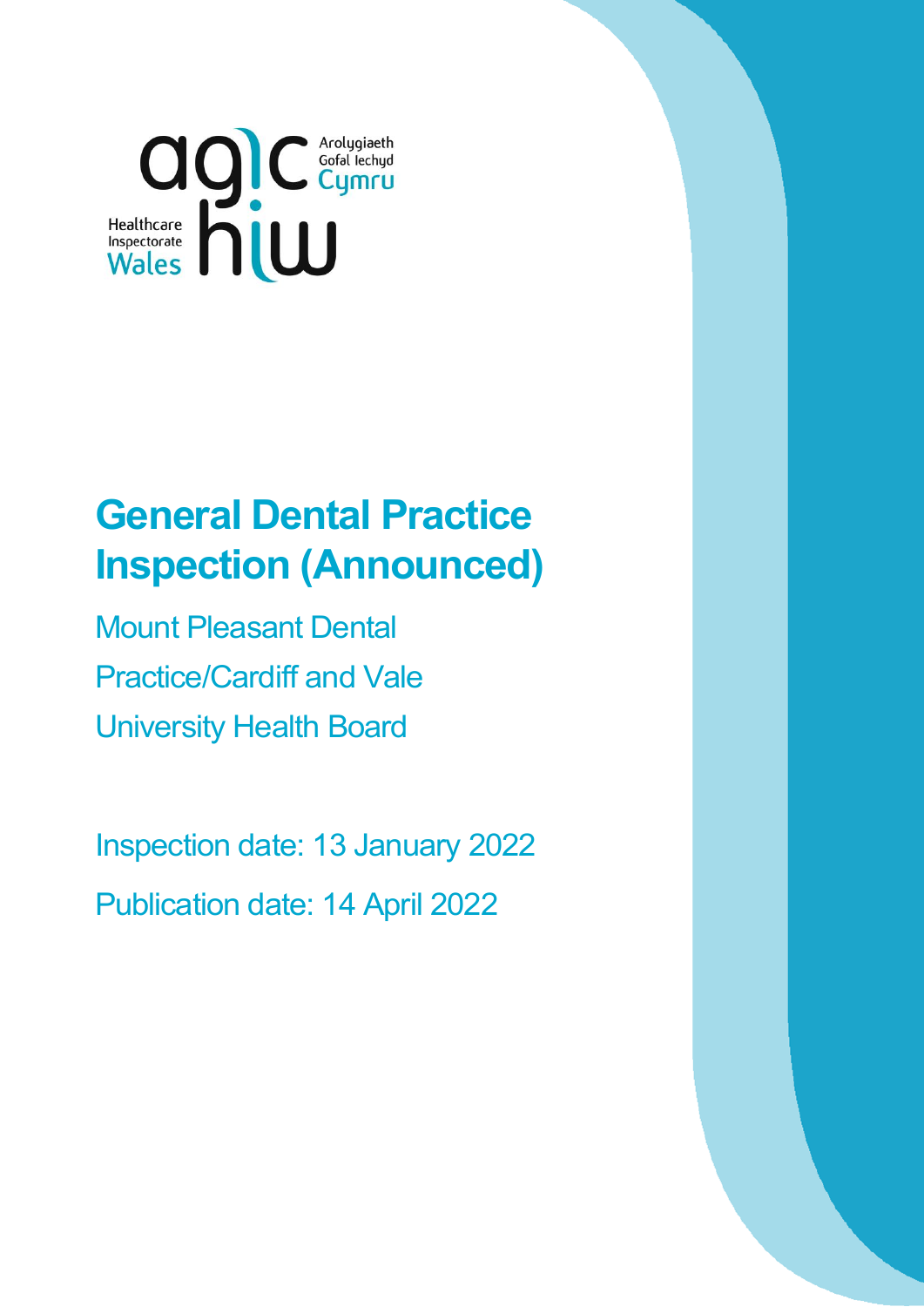Arolygiaeth Gofal Iechyd Cymru

Healthcare Inspectorate Wales

# General Dental Practice Inspection (Announced)

Mount Pleasant Dental Practice/Cardiff and Vale University Health Board

Inspection date: 13 January 2022

Publication date: 14 April 2022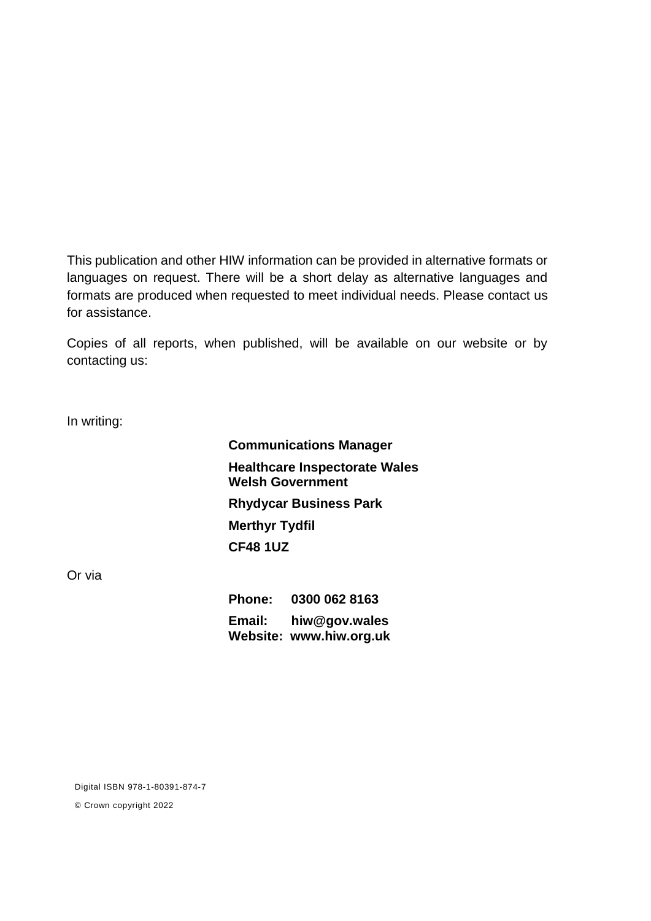This publication and other HIW information can be provided in alternative formats or languages on request. There will be a short delay as alternative languages and formats are produced when requested to meet individual needs. Please contact us for assistance.

Copies of all reports, when published, will be available on our website or by contacting us:

In writing:

**Communications Manager**

**Healthcare Inspectorate Wales**
**Welsh Government**

**Rhydycar Business Park**

**Merthyr Tydfil**

**CF48 1UZ**

Or via

**Phone: 0300 062 8163**

**Email: hiw@gov.wales**
**Website: www.hiw.org.uk**

Digital ISBN 978-1-80391-874-7

© Crown copyright 2022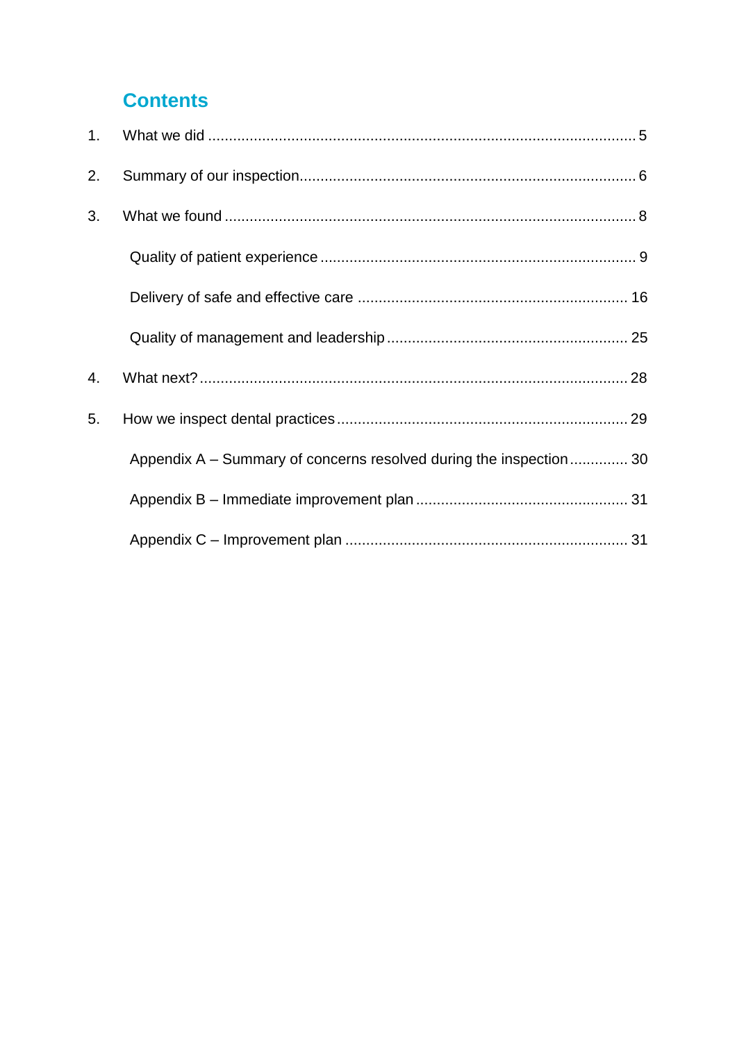## Contents

1. What we did ..................................................................................................... 5
2. Summary of our inspection................................................................................ 6
3. What we found ................................................................................................. 8
   - Quality of patient experience ........................................................................... 9
   - Delivery of safe and effective care ................................................................ 16
   - Quality of management and leadership ......................................................... 25
4. What next?..................................................................................................... 28
5. How we inspect dental practices ..................................................................... 29
   - Appendix A – Summary of concerns resolved during the inspection .............. 30
   - Appendix B – Immediate improvement plan .................................................. 31
   - Appendix C – Improvement plan ................................................................... 31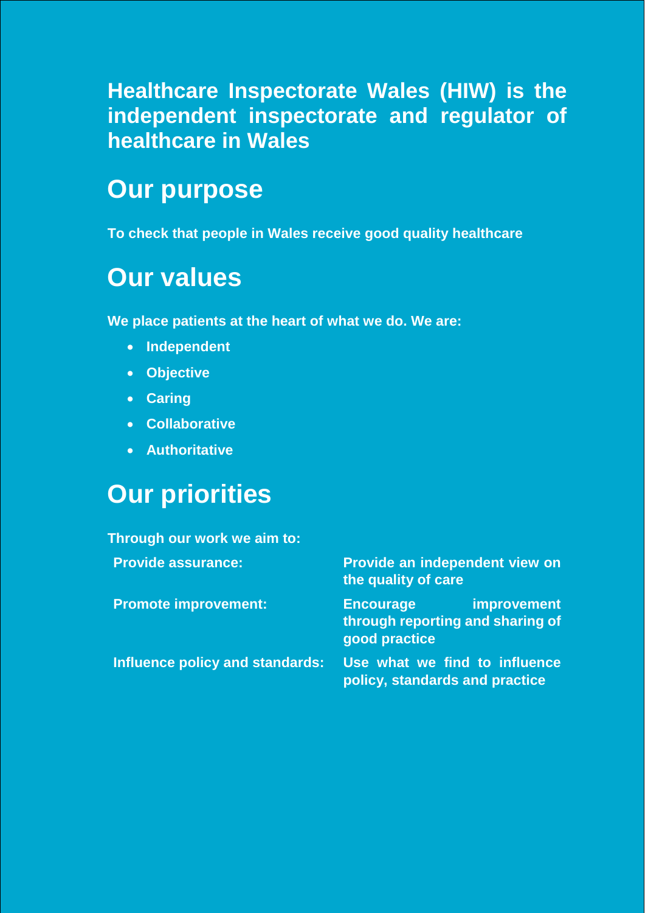**Healthcare Inspectorate Wales (HIW) is the independent inspectorate and regulator of healthcare in Wales**

## Our purpose

**To check that people in Wales receive good quality healthcare**

## Our values

**We place patients at the heart of what we do. We are:**

- **Independent**
- **Objective**
- **Caring**
- **Collaborative**
- **Authoritative**

## Our priorities

**Through our work we aim to:**

| | |
|---|---|
| **Provide assurance:** | **Provide an independent view on the quality of care** |
| **Promote improvement:** | **Encourage improvement through reporting and sharing of good practice** |
| **Influence policy and standards:** | **Use what we find to influence policy, standards and practice** |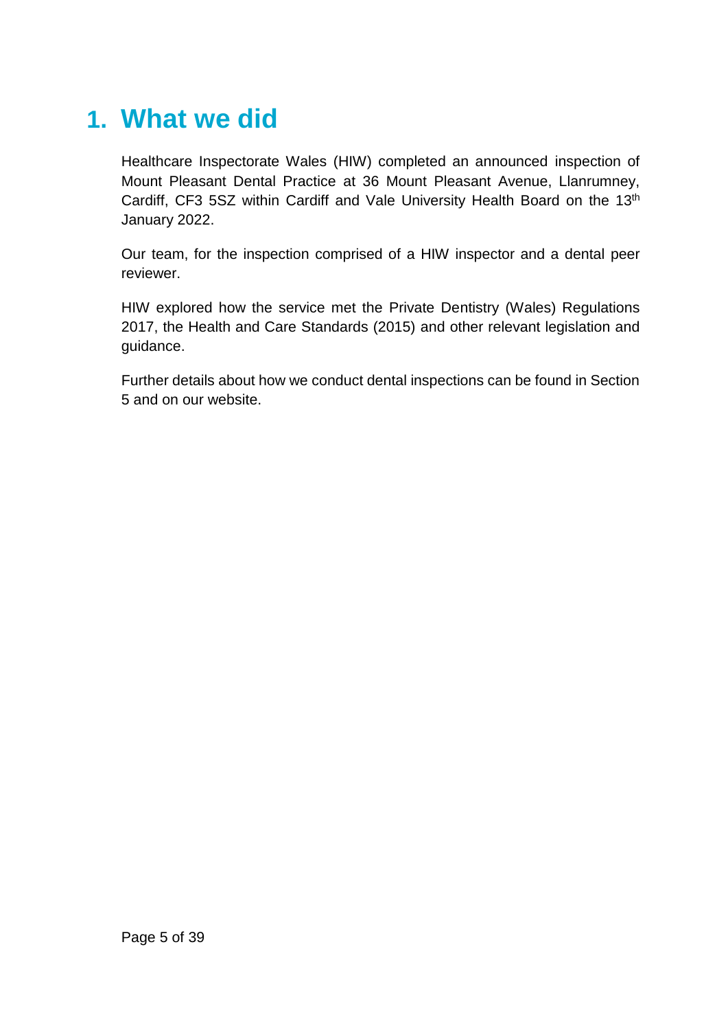# 1. What we did

Healthcare Inspectorate Wales (HIW) completed an announced inspection of Mount Pleasant Dental Practice at 36 Mount Pleasant Avenue, Llanrumney, Cardiff, CF3 5SZ within Cardiff and Vale University Health Board on the 13th January 2022.

Our team, for the inspection comprised of a HIW inspector and a dental peer reviewer.

HIW explored how the service met the Private Dentistry (Wales) Regulations 2017, the Health and Care Standards (2015) and other relevant legislation and guidance.

Further details about how we conduct dental inspections can be found in Section 5 and on our website.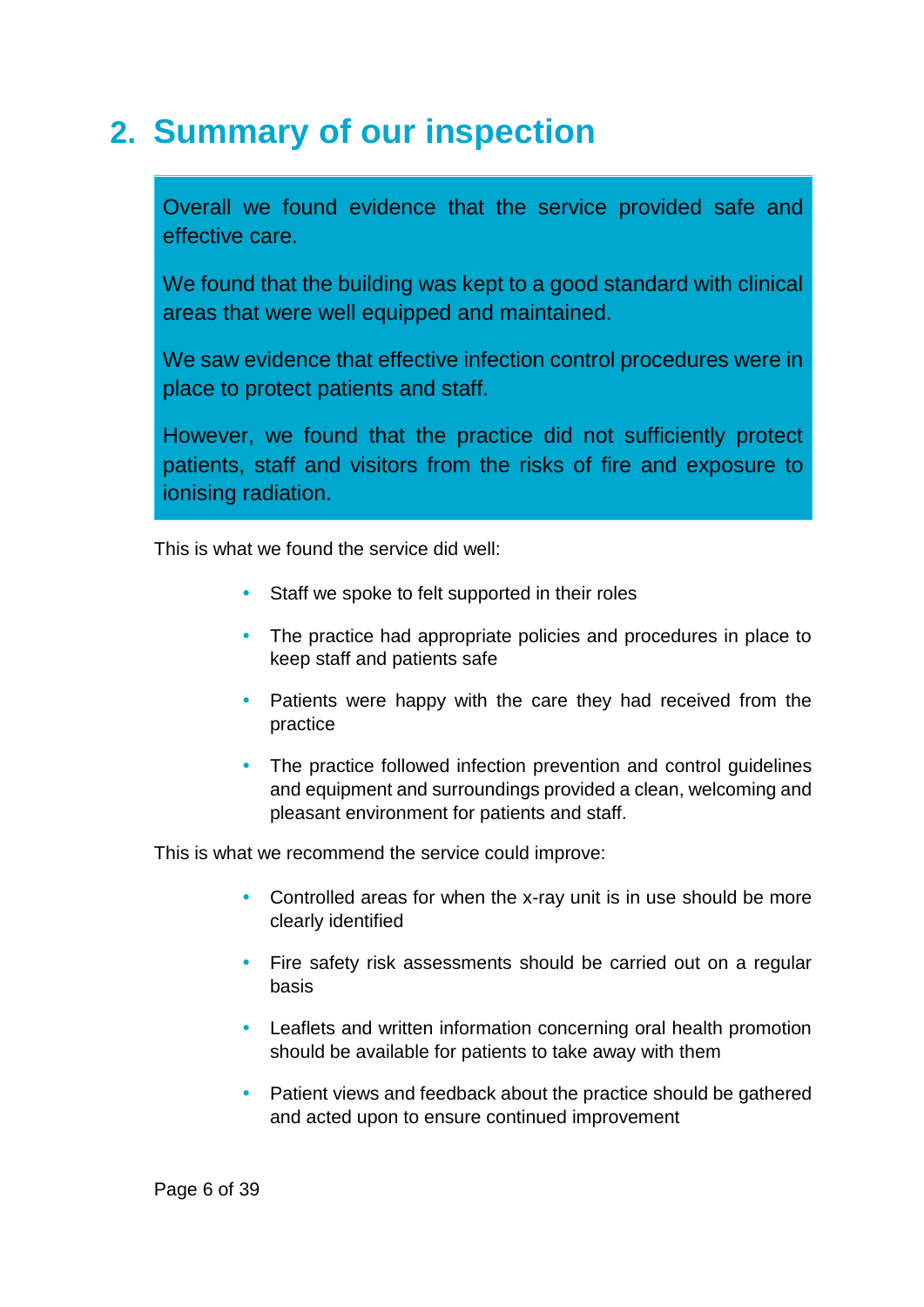## 2. Summary of our inspection

Overall we found evidence that the service provided safe and effective care.

We found that the building was kept to a good standard with clinical areas that were well equipped and maintained.

We saw evidence that effective infection control procedures were in place to protect patients and staff.

However, we found that the practice did not sufficiently protect patients, staff and visitors from the risks of fire and exposure to ionising radiation.

This is what we found the service did well:

- Staff we spoke to felt supported in their roles
- The practice had appropriate policies and procedures in place to keep staff and patients safe
- Patients were happy with the care they had received from the practice
- The practice followed infection prevention and control guidelines and equipment and surroundings provided a clean, welcoming and pleasant environment for patients and staff.

This is what we recommend the service could improve:

- Controlled areas for when the x-ray unit is in use should be more clearly identified
- Fire safety risk assessments should be carried out on a regular basis
- Leaflets and written information concerning oral health promotion should be available for patients to take away with them
- Patient views and feedback about the practice should be gathered and acted upon to ensure continued improvement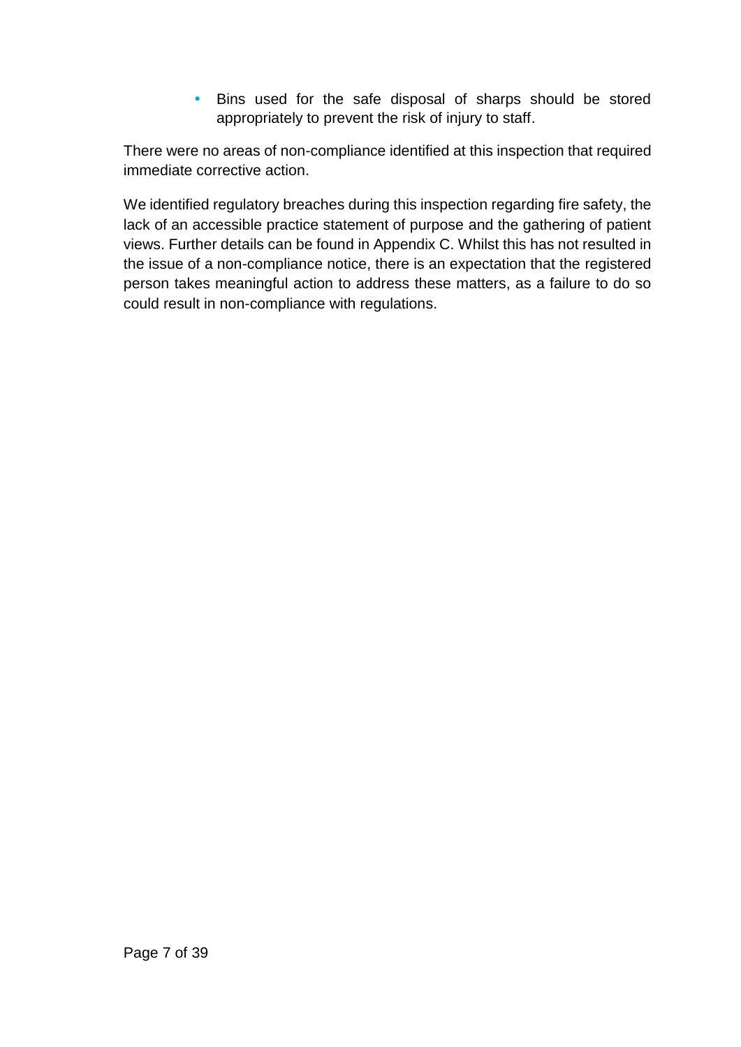- Bins used for the safe disposal of sharps should be stored appropriately to prevent the risk of injury to staff.

There were no areas of non-compliance identified at this inspection that required immediate corrective action.

We identified regulatory breaches during this inspection regarding fire safety, the lack of an accessible practice statement of purpose and the gathering of patient views. Further details can be found in Appendix C. Whilst this has not resulted in the issue of a non-compliance notice, there is an expectation that the registered person takes meaningful action to address these matters, as a failure to do so could result in non-compliance with regulations.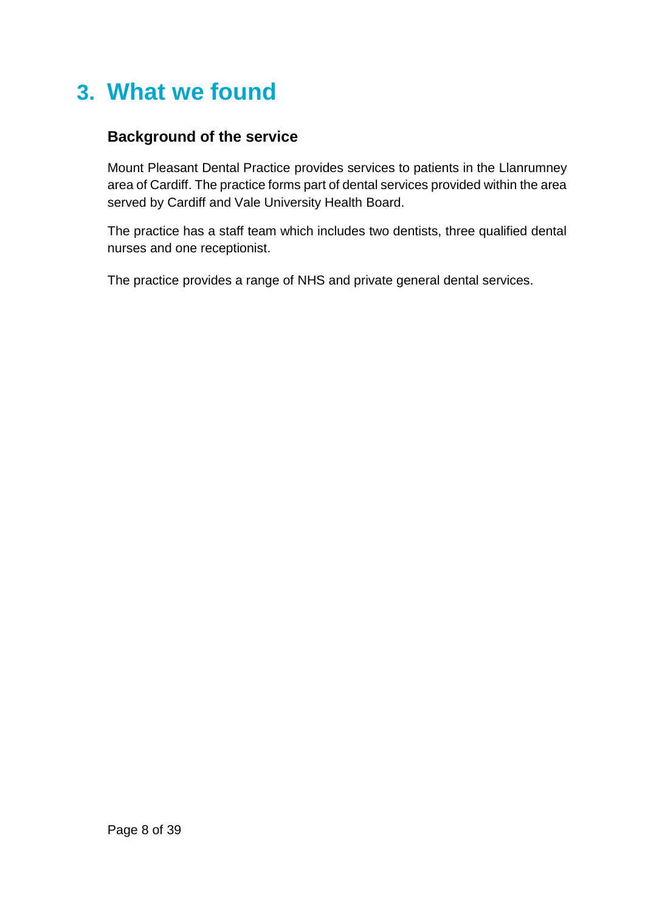# 3. What we found

## Background of the service

Mount Pleasant Dental Practice provides services to patients in the Llanrumney area of Cardiff. The practice forms part of dental services provided within the area served by Cardiff and Vale University Health Board.

The practice has a staff team which includes two dentists, three qualified dental nurses and one receptionist.

The practice provides a range of NHS and private general dental services.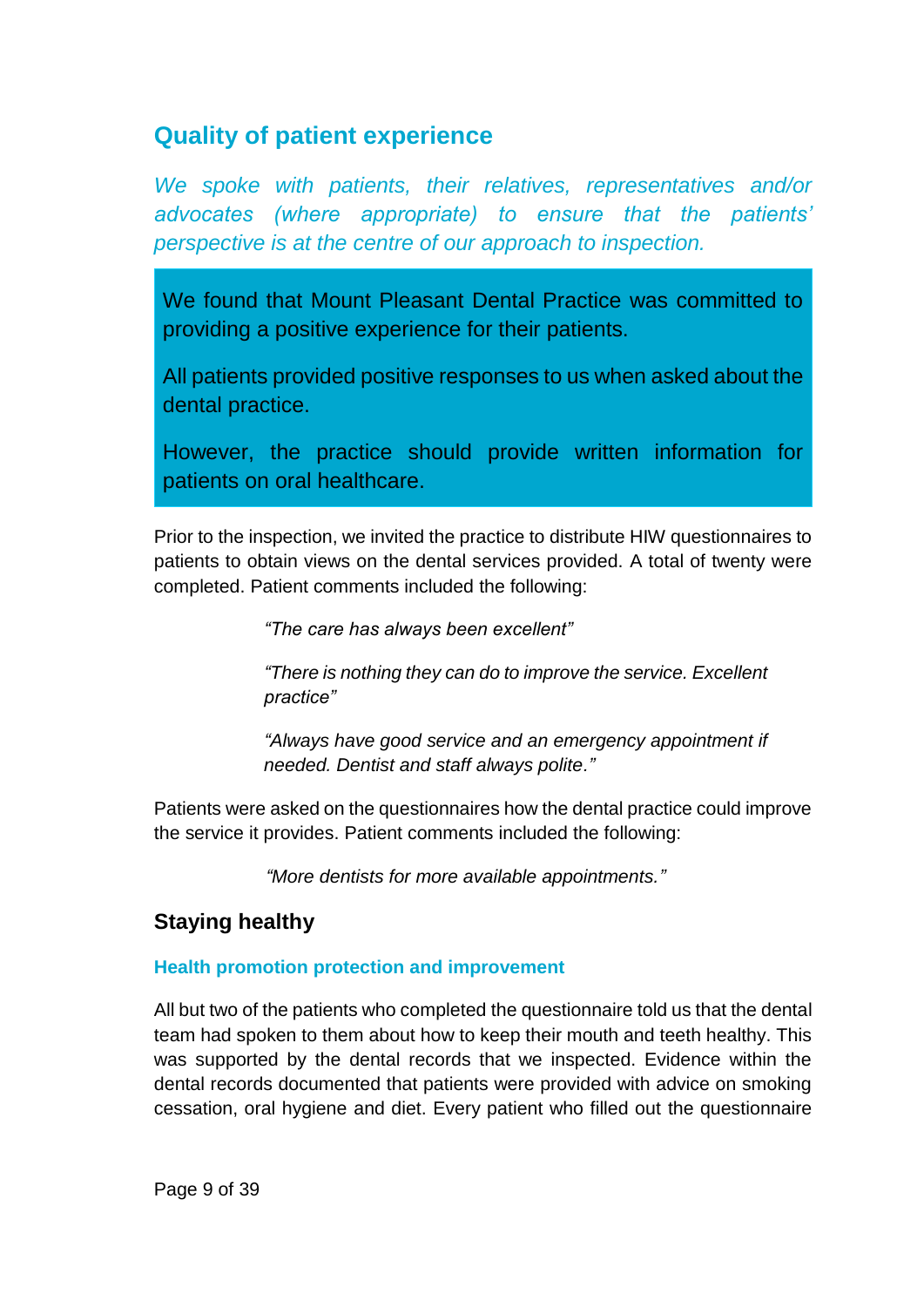## Quality of patient experience

*We spoke with patients, their relatives, representatives and/or advocates (where appropriate) to ensure that the patients' perspective is at the centre of our approach to inspection.*

We found that Mount Pleasant Dental Practice was committed to providing a positive experience for their patients.

All patients provided positive responses to us when asked about the dental practice.

However, the practice should provide written information for patients on oral healthcare.

Prior to the inspection, we invited the practice to distribute HIW questionnaires to patients to obtain views on the dental services provided. A total of twenty were completed. Patient comments included the following:

> *"The care has always been excellent"*
>
> *"There is nothing they can do to improve the service. Excellent practice"*
>
> *"Always have good service and an emergency appointment if needed. Dentist and staff always polite."*

Patients were asked on the questionnaires how the dental practice could improve the service it provides. Patient comments included the following:

> *"More dentists for more available appointments."*

### Staying healthy

#### Health promotion protection and improvement

All but two of the patients who completed the questionnaire told us that the dental team had spoken to them about how to keep their mouth and teeth healthy. This was supported by the dental records that we inspected. Evidence within the dental records documented that patients were provided with advice on smoking cessation, oral hygiene and diet. Every patient who filled out the questionnaire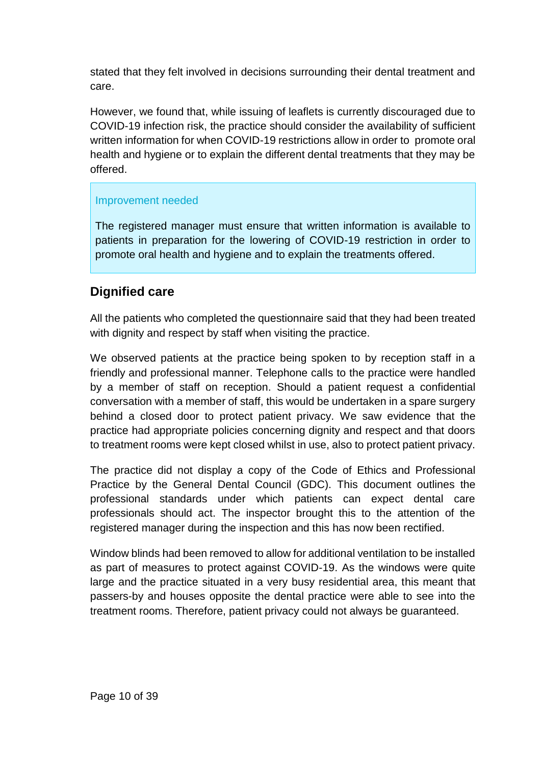stated that they felt involved in decisions surrounding their dental treatment and care.

However, we found that, while issuing of leaflets is currently discouraged due to COVID-19 infection risk, the practice should consider the availability of sufficient written information for when COVID-19 restrictions allow in order to promote oral health and hygiene or to explain the different dental treatments that they may be offered.

> Improvement needed
>
> The registered manager must ensure that written information is available to patients in preparation for the lowering of COVID-19 restriction in order to promote oral health and hygiene and to explain the treatments offered.

## Dignified care

All the patients who completed the questionnaire said that they had been treated with dignity and respect by staff when visiting the practice.

We observed patients at the practice being spoken to by reception staff in a friendly and professional manner. Telephone calls to the practice were handled by a member of staff on reception. Should a patient request a confidential conversation with a member of staff, this would be undertaken in a spare surgery behind a closed door to protect patient privacy. We saw evidence that the practice had appropriate policies concerning dignity and respect and that doors to treatment rooms were kept closed whilst in use, also to protect patient privacy.

The practice did not display a copy of the Code of Ethics and Professional Practice by the General Dental Council (GDC). This document outlines the professional standards under which patients can expect dental care professionals should act. The inspector brought this to the attention of the registered manager during the inspection and this has now been rectified.

Window blinds had been removed to allow for additional ventilation to be installed as part of measures to protect against COVID-19. As the windows were quite large and the practice situated in a very busy residential area, this meant that passers-by and houses opposite the dental practice were able to see into the treatment rooms. Therefore, patient privacy could not always be guaranteed.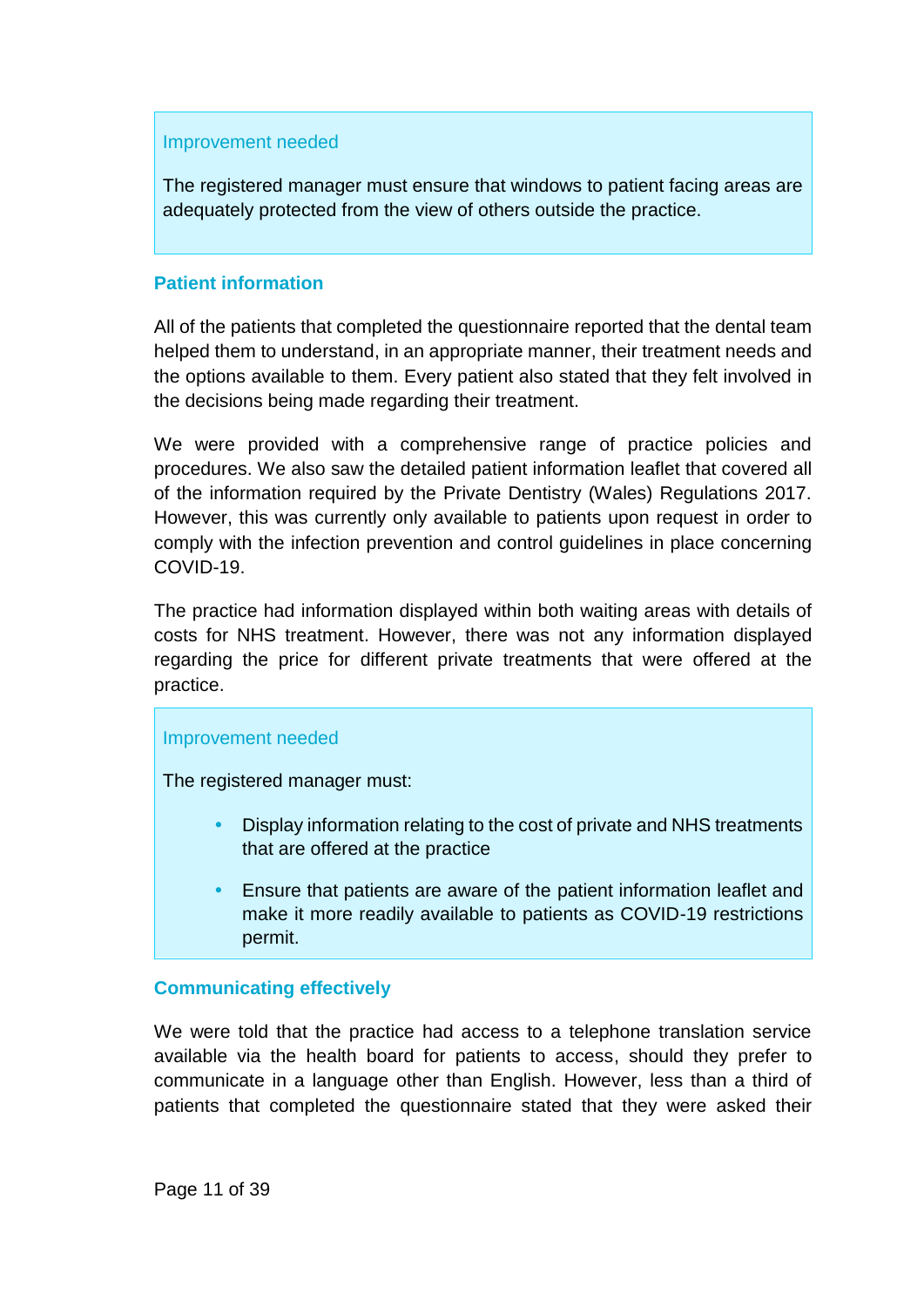Improvement needed

The registered manager must ensure that windows to patient facing areas are adequately protected from the view of others outside the practice.

### Patient information

All of the patients that completed the questionnaire reported that the dental team helped them to understand, in an appropriate manner, their treatment needs and the options available to them. Every patient also stated that they felt involved in the decisions being made regarding their treatment.

We were provided with a comprehensive range of practice policies and procedures. We also saw the detailed patient information leaflet that covered all of the information required by the Private Dentistry (Wales) Regulations 2017. However, this was currently only available to patients upon request in order to comply with the infection prevention and control guidelines in place concerning COVID-19.

The practice had information displayed within both waiting areas with details of costs for NHS treatment. However, there was not any information displayed regarding the price for different private treatments that were offered at the practice.

Improvement needed

The registered manager must:

- Display information relating to the cost of private and NHS treatments that are offered at the practice
- Ensure that patients are aware of the patient information leaflet and make it more readily available to patients as COVID-19 restrictions permit.

### Communicating effectively

We were told that the practice had access to a telephone translation service available via the health board for patients to access, should they prefer to communicate in a language other than English. However, less than a third of patients that completed the questionnaire stated that they were asked their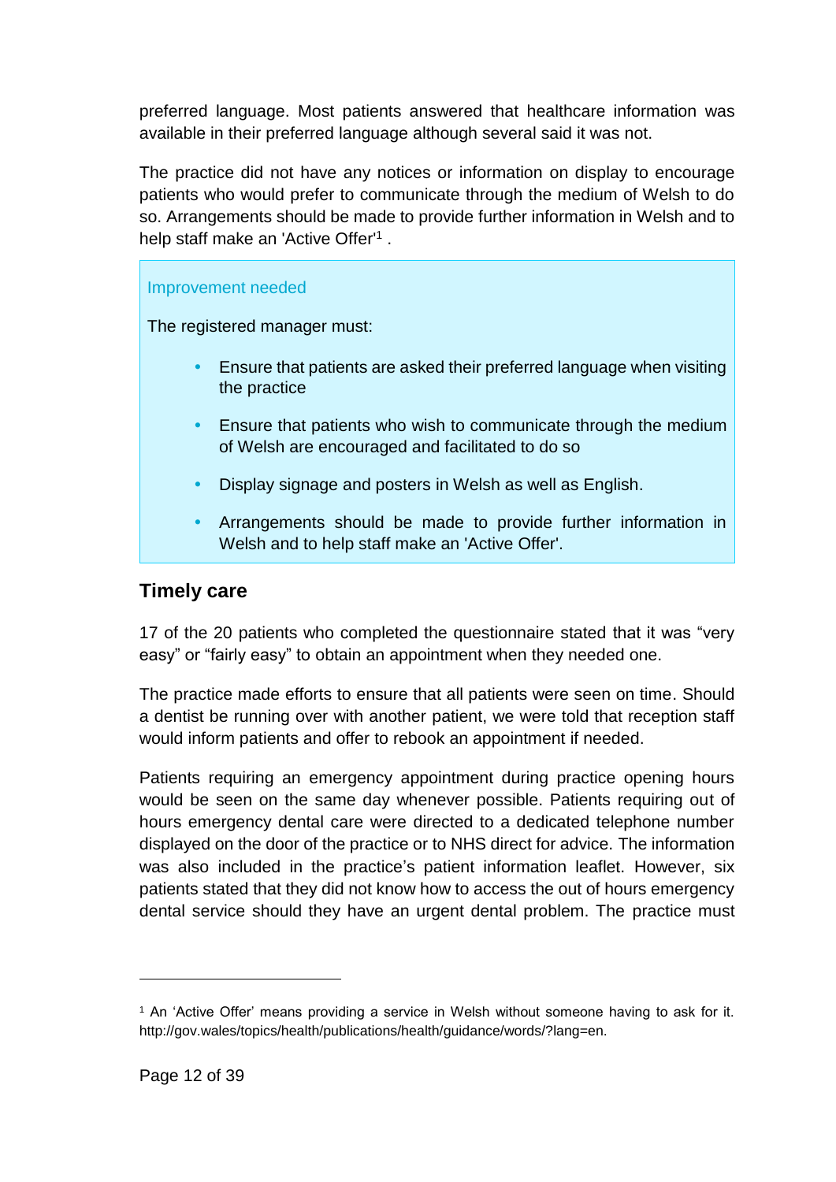preferred language. Most patients answered that healthcare information was available in their preferred language although several said it was not.

The practice did not have any notices or information on display to encourage patients who would prefer to communicate through the medium of Welsh to do so. Arrangements should be made to provide further information in Welsh and to help staff make an 'Active Offer'[1] .

> **Improvement needed**
>
> The registered manager must:
>
> - Ensure that patients are asked their preferred language when visiting the practice
> - Ensure that patients who wish to communicate through the medium of Welsh are encouraged and facilitated to do so
> - Display signage and posters in Welsh as well as English.
> - Arrangements should be made to provide further information in Welsh and to help staff make an 'Active Offer'.

## Timely care

17 of the 20 patients who completed the questionnaire stated that it was "very easy" or "fairly easy" to obtain an appointment when they needed one.

The practice made efforts to ensure that all patients were seen on time. Should a dentist be running over with another patient, we were told that reception staff would inform patients and offer to rebook an appointment if needed.

Patients requiring an emergency appointment during practice opening hours would be seen on the same day whenever possible. Patients requiring out of hours emergency dental care were directed to a dedicated telephone number displayed on the door of the practice or to NHS direct for advice. The information was also included in the practice's patient information leaflet. However, six patients stated that they did not know how to access the out of hours emergency dental service should they have an urgent dental problem. The practice must

[1] An 'Active Offer' means providing a service in Welsh without someone having to ask for it. http://gov.wales/topics/health/publications/health/guidance/words/?lang=en.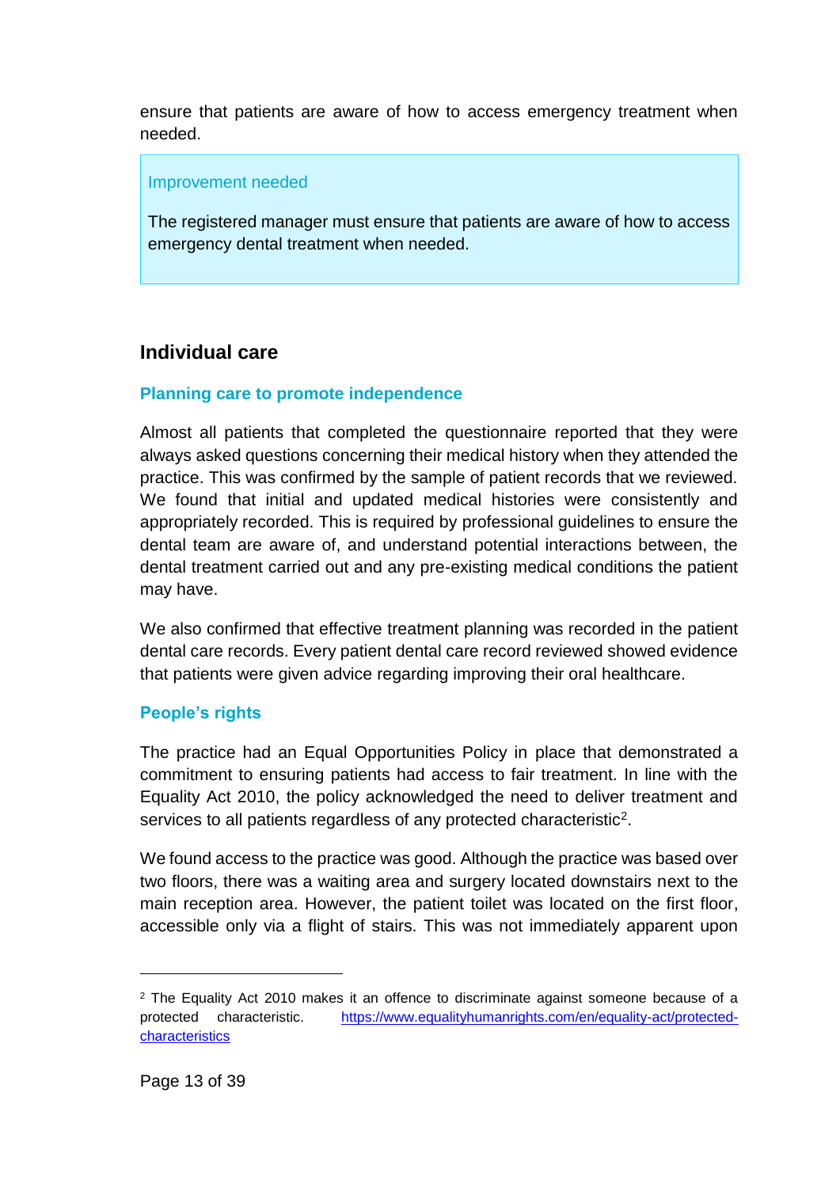ensure that patients are aware of how to access emergency treatment when needed.

> Improvement needed
>
> The registered manager must ensure that patients are aware of how to access emergency dental treatment when needed.

## Individual care

### Planning care to promote independence

Almost all patients that completed the questionnaire reported that they were always asked questions concerning their medical history when they attended the practice. This was confirmed by the sample of patient records that we reviewed. We found that initial and updated medical histories were consistently and appropriately recorded. This is required by professional guidelines to ensure the dental team are aware of, and understand potential interactions between, the dental treatment carried out and any pre-existing medical conditions the patient may have.

We also confirmed that effective treatment planning was recorded in the patient dental care records. Every patient dental care record reviewed showed evidence that patients were given advice regarding improving their oral healthcare.

### People's rights

The practice had an Equal Opportunities Policy in place that demonstrated a commitment to ensuring patients had access to fair treatment. In line with the Equality Act 2010, the policy acknowledged the need to deliver treatment and services to all patients regardless of any protected characteristic[2].

We found access to the practice was good. Although the practice was based over two floors, there was a waiting area and surgery located downstairs next to the main reception area. However, the patient toilet was located on the first floor, accessible only via a flight of stairs. This was not immediately apparent upon

---

[2] The Equality Act 2010 makes it an offence to discriminate against someone because of a protected characteristic. https://www.equalityhumanrights.com/en/equality-act/protected-characteristics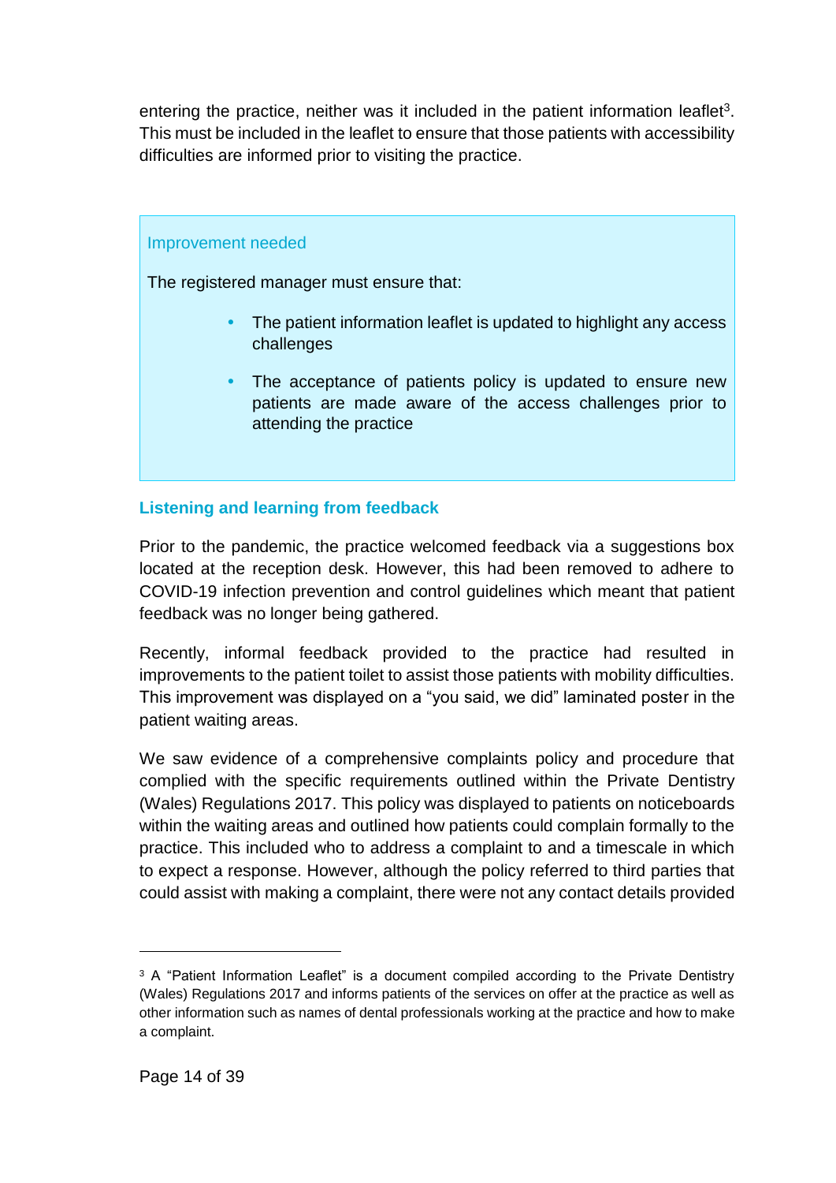entering the practice, neither was it included in the patient information leaflet[3]. This must be included in the leaflet to ensure that those patients with accessibility difficulties are informed prior to visiting the practice.

**Improvement needed**

The registered manager must ensure that:

- The patient information leaflet is updated to highlight any access challenges
- The acceptance of patients policy is updated to ensure new patients are made aware of the access challenges prior to attending the practice

### Listening and learning from feedback

Prior to the pandemic, the practice welcomed feedback via a suggestions box located at the reception desk. However, this had been removed to adhere to COVID-19 infection prevention and control guidelines which meant that patient feedback was no longer being gathered.

Recently, informal feedback provided to the practice had resulted in improvements to the patient toilet to assist those patients with mobility difficulties. This improvement was displayed on a "you said, we did" laminated poster in the patient waiting areas.

We saw evidence of a comprehensive complaints policy and procedure that complied with the specific requirements outlined within the Private Dentistry (Wales) Regulations 2017. This policy was displayed to patients on noticeboards within the waiting areas and outlined how patients could complain formally to the practice. This included who to address a complaint to and a timescale in which to expect a response. However, although the policy referred to third parties that could assist with making a complaint, there were not any contact details provided

[3] A "Patient Information Leaflet" is a document compiled according to the Private Dentistry (Wales) Regulations 2017 and informs patients of the services on offer at the practice as well as other information such as names of dental professionals working at the practice and how to make a complaint.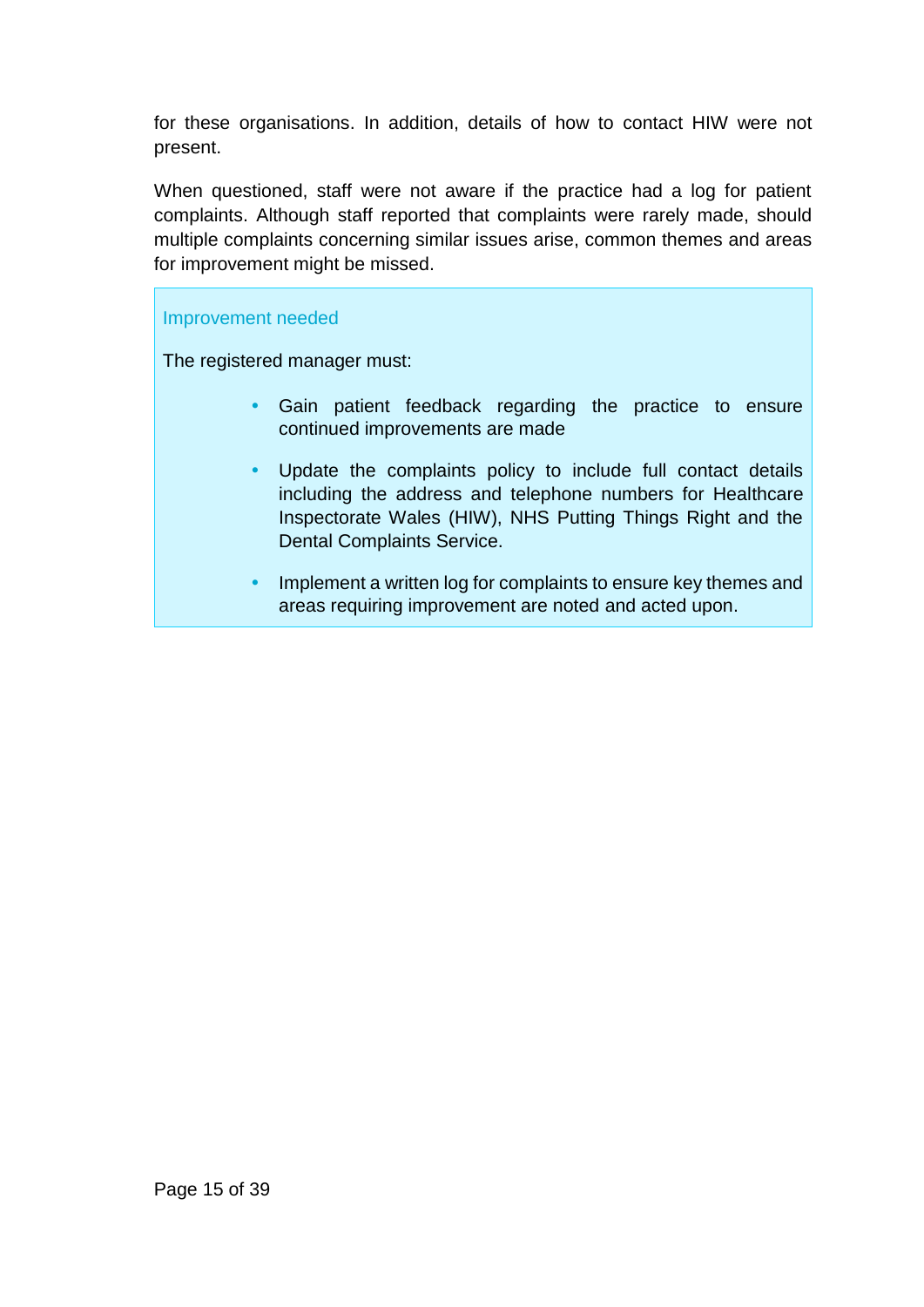for these organisations. In addition, details of how to contact HIW were not present.

When questioned, staff were not aware if the practice had a log for patient complaints. Although staff reported that complaints were rarely made, should multiple complaints concerning similar issues arise, common themes and areas for improvement might be missed.

**Improvement needed**

The registered manager must:

- Gain patient feedback regarding the practice to ensure continued improvements are made
- Update the complaints policy to include full contact details including the address and telephone numbers for Healthcare Inspectorate Wales (HIW), NHS Putting Things Right and the Dental Complaints Service.
- Implement a written log for complaints to ensure key themes and areas requiring improvement are noted and acted upon.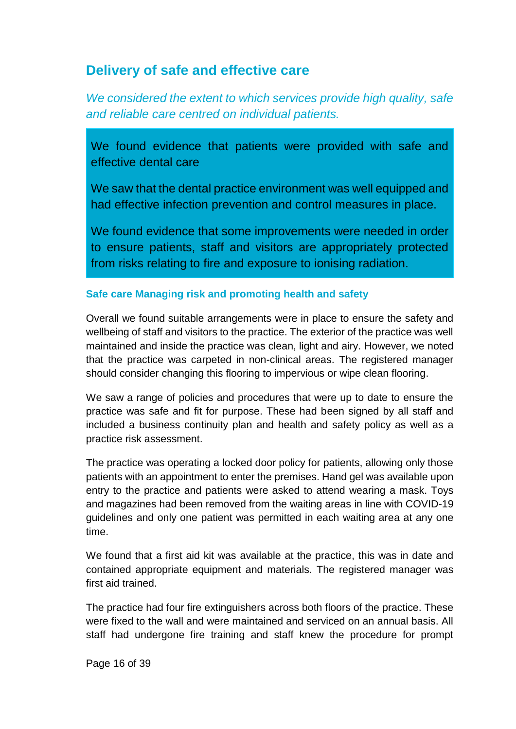## Delivery of safe and effective care

*We considered the extent to which services provide high quality, safe and reliable care centred on individual patients.*

We found evidence that patients were provided with safe and effective dental care

We saw that the dental practice environment was well equipped and had effective infection prevention and control measures in place.

We found evidence that some improvements were needed in order to ensure patients, staff and visitors are appropriately protected from risks relating to fire and exposure to ionising radiation.

### Safe care Managing risk and promoting health and safety

Overall we found suitable arrangements were in place to ensure the safety and wellbeing of staff and visitors to the practice. The exterior of the practice was well maintained and inside the practice was clean, light and airy. However, we noted that the practice was carpeted in non-clinical areas. The registered manager should consider changing this flooring to impervious or wipe clean flooring.

We saw a range of policies and procedures that were up to date to ensure the practice was safe and fit for purpose. These had been signed by all staff and included a business continuity plan and health and safety policy as well as a practice risk assessment.

The practice was operating a locked door policy for patients, allowing only those patients with an appointment to enter the premises. Hand gel was available upon entry to the practice and patients were asked to attend wearing a mask. Toys and magazines had been removed from the waiting areas in line with COVID-19 guidelines and only one patient was permitted in each waiting area at any one time.

We found that a first aid kit was available at the practice, this was in date and contained appropriate equipment and materials. The registered manager was first aid trained.

The practice had four fire extinguishers across both floors of the practice. These were fixed to the wall and were maintained and serviced on an annual basis. All staff had undergone fire training and staff knew the procedure for prompt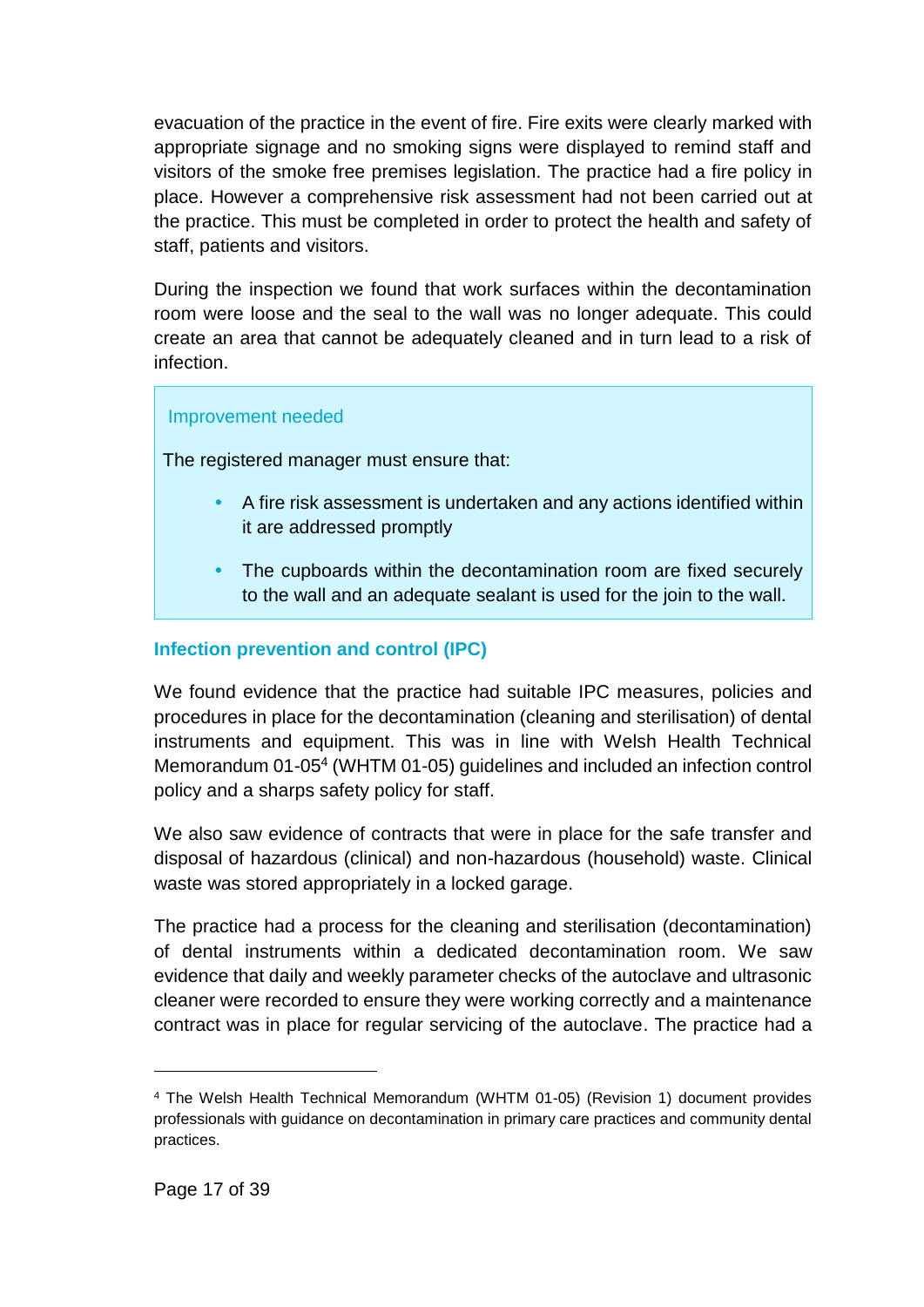evacuation of the practice in the event of fire. Fire exits were clearly marked with appropriate signage and no smoking signs were displayed to remind staff and visitors of the smoke free premises legislation. The practice had a fire policy in place. However a comprehensive risk assessment had not been carried out at the practice. This must be completed in order to protect the health and safety of staff, patients and visitors.

During the inspection we found that work surfaces within the decontamination room were loose and the seal to the wall was no longer adequate. This could create an area that cannot be adequately cleaned and in turn lead to a risk of infection.

> Improvement needed
>
> The registered manager must ensure that:
>
> - A fire risk assessment is undertaken and any actions identified within it are addressed promptly
> - The cupboards within the decontamination room are fixed securely to the wall and an adequate sealant is used for the join to the wall.

### Infection prevention and control (IPC)

We found evidence that the practice had suitable IPC measures, policies and procedures in place for the decontamination (cleaning and sterilisation) of dental instruments and equipment. This was in line with Welsh Health Technical Memorandum 01-05[4] (WHTM 01-05) guidelines and included an infection control policy and a sharps safety policy for staff.

We also saw evidence of contracts that were in place for the safe transfer and disposal of hazardous (clinical) and non-hazardous (household) waste. Clinical waste was stored appropriately in a locked garage.

The practice had a process for the cleaning and sterilisation (decontamination) of dental instruments within a dedicated decontamination room. We saw evidence that daily and weekly parameter checks of the autoclave and ultrasonic cleaner were recorded to ensure they were working correctly and a maintenance contract was in place for regular servicing of the autoclave. The practice had a

---

[4] The Welsh Health Technical Memorandum (WHTM 01-05) (Revision 1) document provides professionals with guidance on decontamination in primary care practices and community dental practices.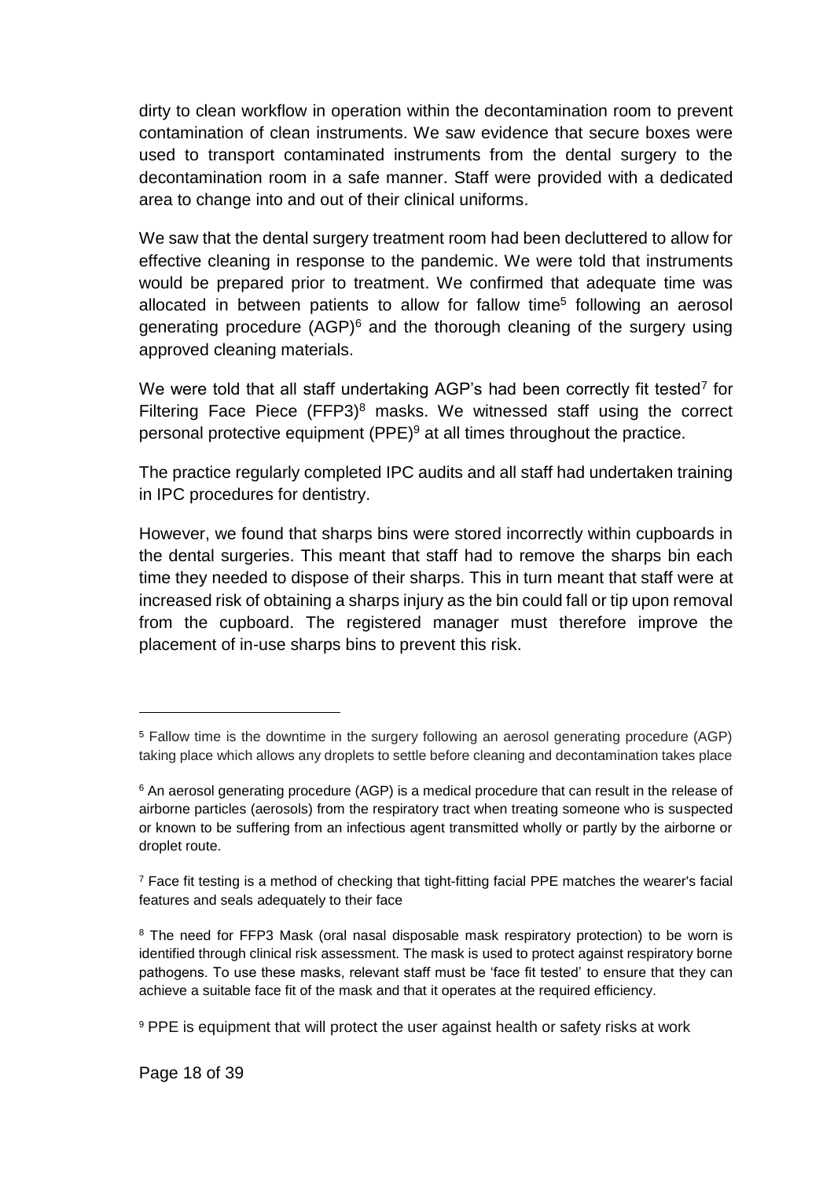dirty to clean workflow in operation within the decontamination room to prevent contamination of clean instruments. We saw evidence that secure boxes were used to transport contaminated instruments from the dental surgery to the decontamination room in a safe manner. Staff were provided with a dedicated area to change into and out of their clinical uniforms.

We saw that the dental surgery treatment room had been decluttered to allow for effective cleaning in response to the pandemic. We were told that instruments would be prepared prior to treatment. We confirmed that adequate time was allocated in between patients to allow for fallow time[5] following an aerosol generating procedure (AGP)[6] and the thorough cleaning of the surgery using approved cleaning materials.

We were told that all staff undertaking AGP's had been correctly fit tested[7] for Filtering Face Piece (FFP3)[8] masks. We witnessed staff using the correct personal protective equipment (PPE)[9] at all times throughout the practice.

The practice regularly completed IPC audits and all staff had undertaken training in IPC procedures for dentistry.

However, we found that sharps bins were stored incorrectly within cupboards in the dental surgeries. This meant that staff had to remove the sharps bin each time they needed to dispose of their sharps. This in turn meant that staff were at increased risk of obtaining a sharps injury as the bin could fall or tip upon removal from the cupboard. The registered manager must therefore improve the placement of in-use sharps bins to prevent this risk.

---

[5] Fallow time is the downtime in the surgery following an aerosol generating procedure (AGP) taking place which allows any droplets to settle before cleaning and decontamination takes place

[6] An aerosol generating procedure (AGP) is a medical procedure that can result in the release of airborne particles (aerosols) from the respiratory tract when treating someone who is suspected or known to be suffering from an infectious agent transmitted wholly or partly by the airborne or droplet route.

[7] Face fit testing is a method of checking that tight-fitting facial PPE matches the wearer's facial features and seals adequately to their face

[8] The need for FFP3 Mask (oral nasal disposable mask respiratory protection) to be worn is identified through clinical risk assessment. The mask is used to protect against respiratory borne pathogens. To use these masks, relevant staff must be 'face fit tested' to ensure that they can achieve a suitable face fit of the mask and that it operates at the required efficiency.

[9] PPE is equipment that will protect the user against health or safety risks at work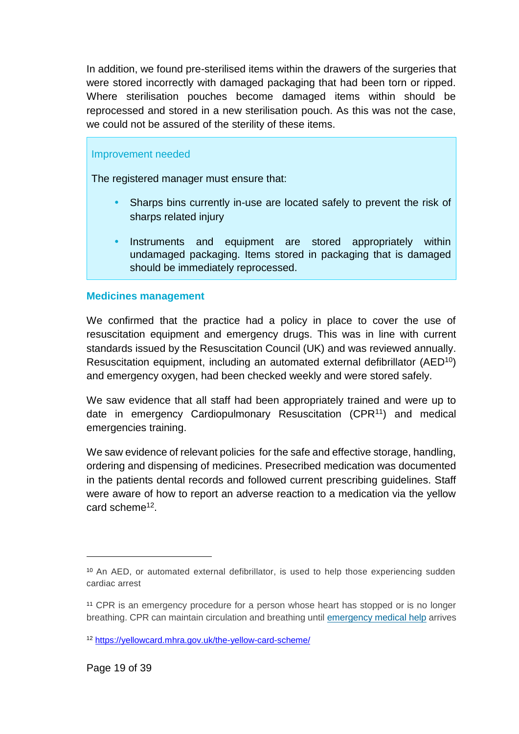In addition, we found pre-sterilised items within the drawers of the surgeries that were stored incorrectly with damaged packaging that had been torn or ripped. Where sterilisation pouches become damaged items within should be reprocessed and stored in a new sterilisation pouch. As this was not the case, we could not be assured of the sterility of these items.

> Improvement needed
>
> The registered manager must ensure that:
>
> - Sharps bins currently in-use are located safely to prevent the risk of sharps related injury
> - Instruments and equipment are stored appropriately within undamaged packaging. Items stored in packaging that is damaged should be immediately reprocessed.

### Medicines management

We confirmed that the practice had a policy in place to cover the use of resuscitation equipment and emergency drugs. This was in line with current standards issued by the Resuscitation Council (UK) and was reviewed annually. Resuscitation equipment, including an automated external defibrillator (AED[10]) and emergency oxygen, had been checked weekly and were stored safely.

We saw evidence that all staff had been appropriately trained and were up to date in emergency Cardiopulmonary Resuscitation (CPR[11]) and medical emergencies training.

We saw evidence of relevant policies for the safe and effective storage, handling, ordering and dispensing of medicines. Presecribed medication was documented in the patients dental records and followed current prescribing guidelines. Staff were aware of how to report an adverse reaction to a medication via the yellow card scheme[12].

---

[10] An AED, or automated external defibrillator, is used to help those experiencing sudden cardiac arrest

[11] CPR is an emergency procedure for a person whose heart has stopped or is no longer breathing. CPR can maintain circulation and breathing until emergency medical help arrives

[12] https://yellowcard.mhra.gov.uk/the-yellow-card-scheme/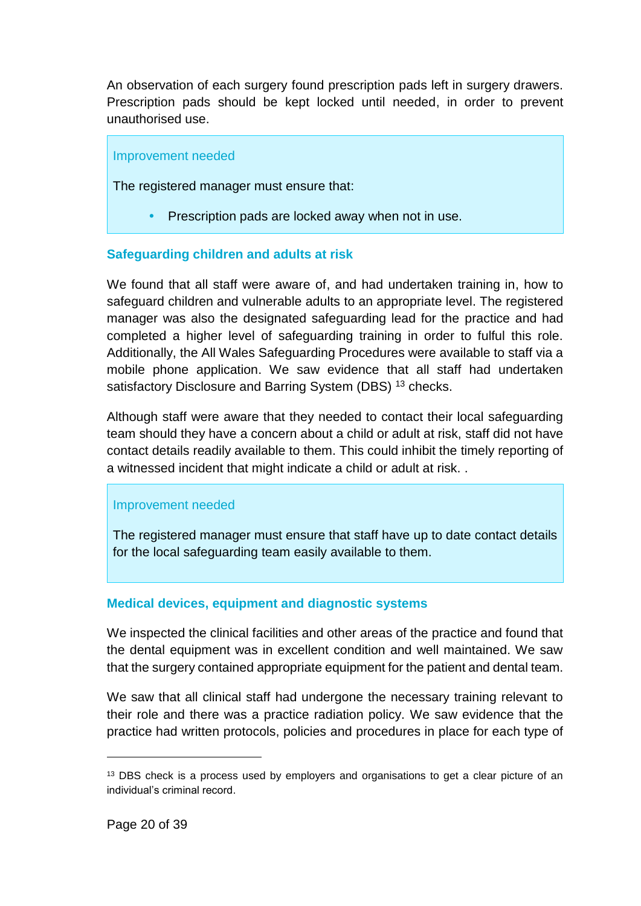An observation of each surgery found prescription pads left in surgery drawers. Prescription pads should be kept locked until needed, in order to prevent unauthorised use.

> Improvement needed
>
> The registered manager must ensure that:
>
> - Prescription pads are locked away when not in use.

### Safeguarding children and adults at risk

We found that all staff were aware of, and had undertaken training in, how to safeguard children and vulnerable adults to an appropriate level. The registered manager was also the designated safeguarding lead for the practice and had completed a higher level of safeguarding training in order to fulful this role. Additionally, the All Wales Safeguarding Procedures were available to staff via a mobile phone application. We saw evidence that all staff had undertaken satisfactory Disclosure and Barring System (DBS) [13] checks.

Although staff were aware that they needed to contact their local safeguarding team should they have a concern about a child or adult at risk, staff did not have contact details readily available to them. This could inhibit the timely reporting of a witnessed incident that might indicate a child or adult at risk. .

> Improvement needed
>
> The registered manager must ensure that staff have up to date contact details for the local safeguarding team easily available to them.

### Medical devices, equipment and diagnostic systems

We inspected the clinical facilities and other areas of the practice and found that the dental equipment was in excellent condition and well maintained. We saw that the surgery contained appropriate equipment for the patient and dental team.

We saw that all clinical staff had undergone the necessary training relevant to their role and there was a practice radiation policy. We saw evidence that the practice had written protocols, policies and procedures in place for each type of

---

[13] DBS check is a process used by employers and organisations to get a clear picture of an individual's criminal record.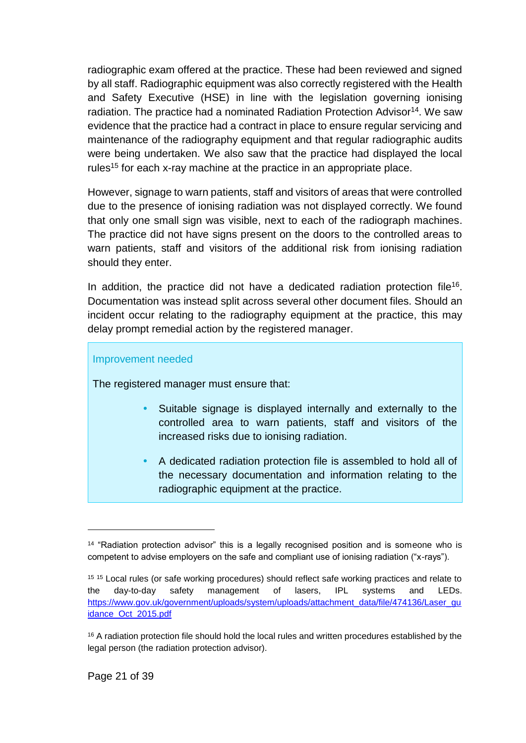radiographic exam offered at the practice. These had been reviewed and signed by all staff. Radiographic equipment was also correctly registered with the Health and Safety Executive (HSE) in line with the legislation governing ionising radiation. The practice had a nominated Radiation Protection Advisor[14]. We saw evidence that the practice had a contract in place to ensure regular servicing and maintenance of the radiography equipment and that regular radiographic audits were being undertaken. We also saw that the practice had displayed the local rules[15] for each x-ray machine at the practice in an appropriate place.

However, signage to warn patients, staff and visitors of areas that were controlled due to the presence of ionising radiation was not displayed correctly. We found that only one small sign was visible, next to each of the radiograph machines. The practice did not have signs present on the doors to the controlled areas to warn patients, staff and visitors of the additional risk from ionising radiation should they enter.

In addition, the practice did not have a dedicated radiation protection file[16]. Documentation was instead split across several other document files. Should an incident occur relating to the radiography equipment at the practice, this may delay prompt remedial action by the registered manager.

**Improvement needed**

The registered manager must ensure that:

- Suitable signage is displayed internally and externally to the controlled area to warn patients, staff and visitors of the increased risks due to ionising radiation.
- A dedicated radiation protection file is assembled to hold all of the necessary documentation and information relating to the radiographic equipment at the practice.

---

[14] "Radiation protection advisor" this is a legally recognised position and is someone who is competent to advise employers on the safe and compliant use of ionising radiation ("x-rays").

[15] [15] Local rules (or safe working procedures) should reflect safe working practices and relate to the day-to-day safety management of lasers, IPL systems and LEDs. https://www.gov.uk/government/uploads/system/uploads/attachment_data/file/474136/Laser_guidance_Oct_2015.pdf

[16] A radiation protection file should hold the local rules and written procedures established by the legal person (the radiation protection advisor).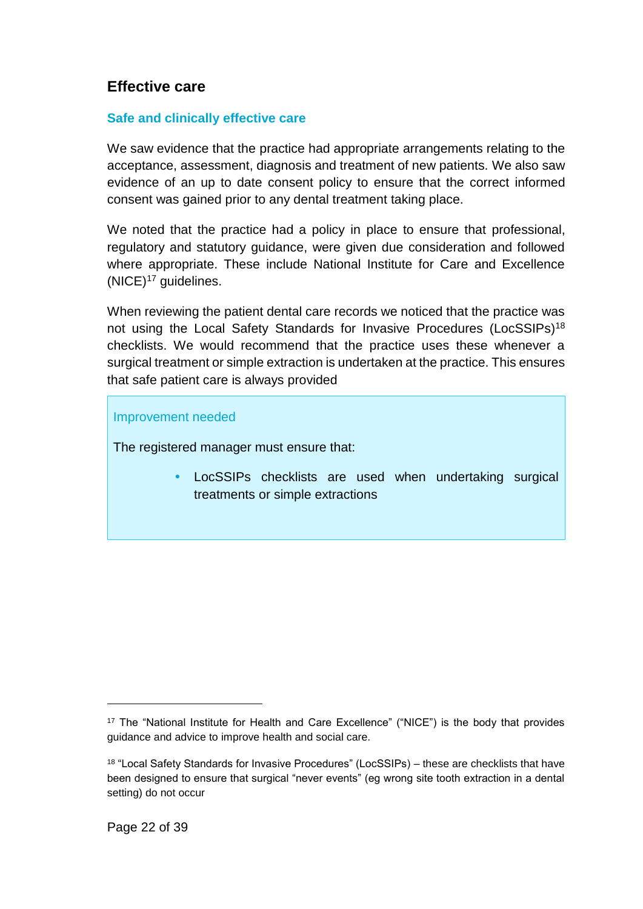## Effective care

### Safe and clinically effective care

We saw evidence that the practice had appropriate arrangements relating to the acceptance, assessment, diagnosis and treatment of new patients. We also saw evidence of an up to date consent policy to ensure that the correct informed consent was gained prior to any dental treatment taking place.

We noted that the practice had a policy in place to ensure that professional, regulatory and statutory guidance, were given due consideration and followed where appropriate. These include National Institute for Care and Excellence (NICE)[17] guidelines.

When reviewing the patient dental care records we noticed that the practice was not using the Local Safety Standards for Invasive Procedures (LocSSIPs)[18] checklists. We would recommend that the practice uses these whenever a surgical treatment or simple extraction is undertaken at the practice. This ensures that safe patient care is always provided

> Improvement needed
>
> The registered manager must ensure that:
>
> - LocSSIPs checklists are used when undertaking surgical treatments or simple extractions

---

[17] The "National Institute for Health and Care Excellence" ("NICE") is the body that provides guidance and advice to improve health and social care.

[18] "Local Safety Standards for Invasive Procedures" (LocSSIPs) – these are checklists that have been designed to ensure that surgical "never events" (eg wrong site tooth extraction in a dental setting) do not occur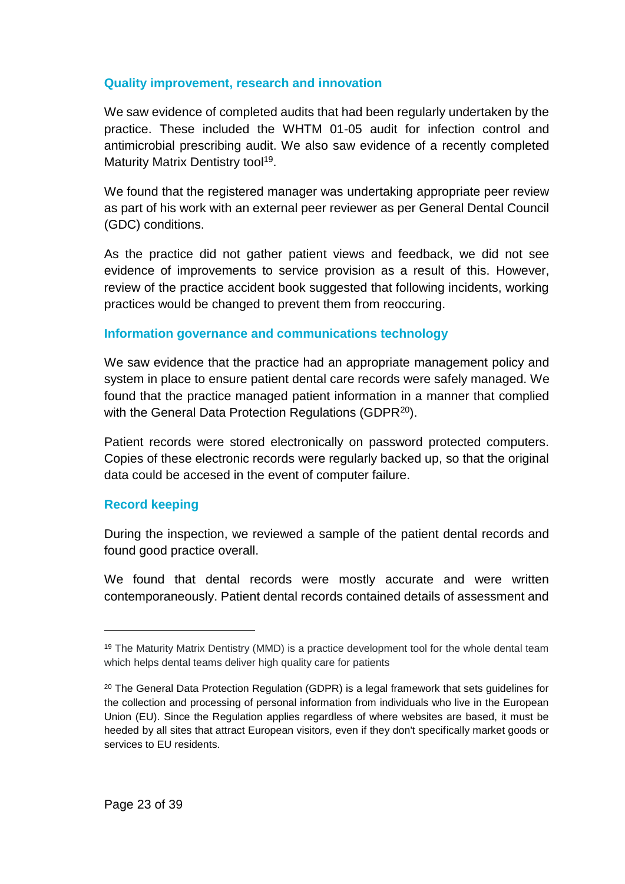### Quality improvement, research and innovation

We saw evidence of completed audits that had been regularly undertaken by the practice. These included the WHTM 01-05 audit for infection control and antimicrobial prescribing audit. We also saw evidence of a recently completed Maturity Matrix Dentistry tool[19].

We found that the registered manager was undertaking appropriate peer review as part of his work with an external peer reviewer as per General Dental Council (GDC) conditions.

As the practice did not gather patient views and feedback, we did not see evidence of improvements to service provision as a result of this. However, review of the practice accident book suggested that following incidents, working practices would be changed to prevent them from reoccuring.

### Information governance and communications technology

We saw evidence that the practice had an appropriate management policy and system in place to ensure patient dental care records were safely managed. We found that the practice managed patient information in a manner that complied with the General Data Protection Regulations (GDPR[20]).

Patient records were stored electronically on password protected computers. Copies of these electronic records were regularly backed up, so that the original data could be accesed in the event of computer failure.

### Record keeping

During the inspection, we reviewed a sample of the patient dental records and found good practice overall.

We found that dental records were mostly accurate and were written contemporaneously. Patient dental records contained details of assessment and

---

[19] The Maturity Matrix Dentistry (MMD) is a practice development tool for the whole dental team which helps dental teams deliver high quality care for patients

[20] The General Data Protection Regulation (GDPR) is a legal framework that sets guidelines for the collection and processing of personal information from individuals who live in the European Union (EU). Since the Regulation applies regardless of where websites are based, it must be heeded by all sites that attract European visitors, even if they don't specifically market goods or services to EU residents.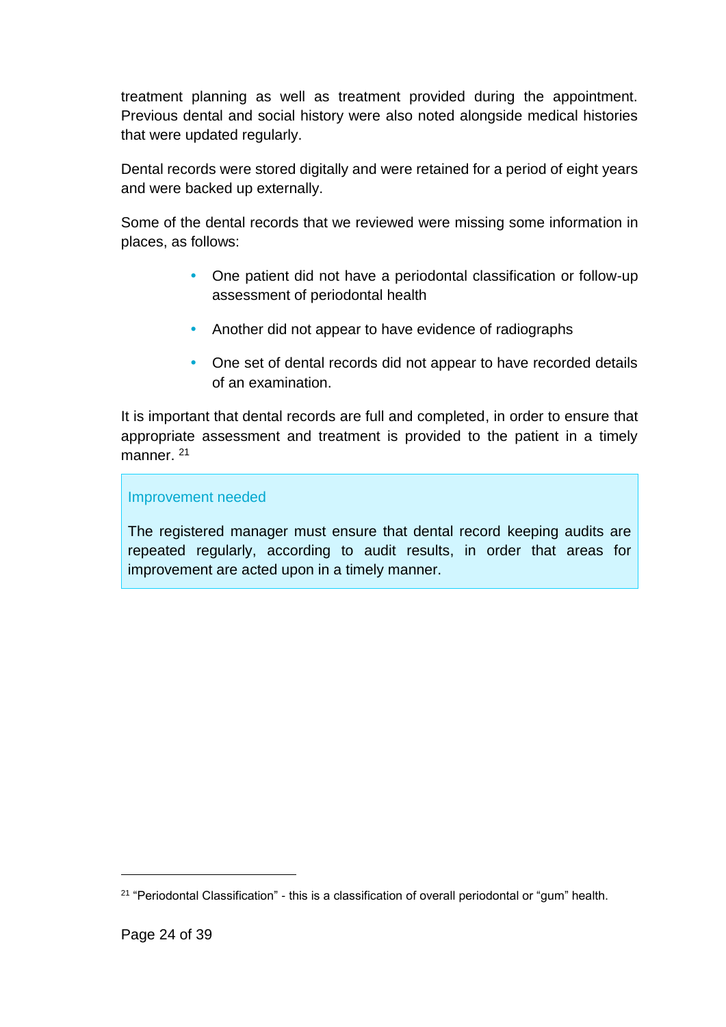treatment planning as well as treatment provided during the appointment. Previous dental and social history were also noted alongside medical histories that were updated regularly.

Dental records were stored digitally and were retained for a period of eight years and were backed up externally.

Some of the dental records that we reviewed were missing some information in places, as follows:

- One patient did not have a periodontal classification or follow-up assessment of periodontal health
- Another did not appear to have evidence of radiographs
- One set of dental records did not appear to have recorded details of an examination.

It is important that dental records are full and completed, in order to ensure that appropriate assessment and treatment is provided to the patient in a timely manner. [21]

> **Improvement needed**
>
> The registered manager must ensure that dental record keeping audits are repeated regularly, according to audit results, in order that areas for improvement are acted upon in a timely manner.

[21] "Periodontal Classification" - this is a classification of overall periodontal or "gum" health.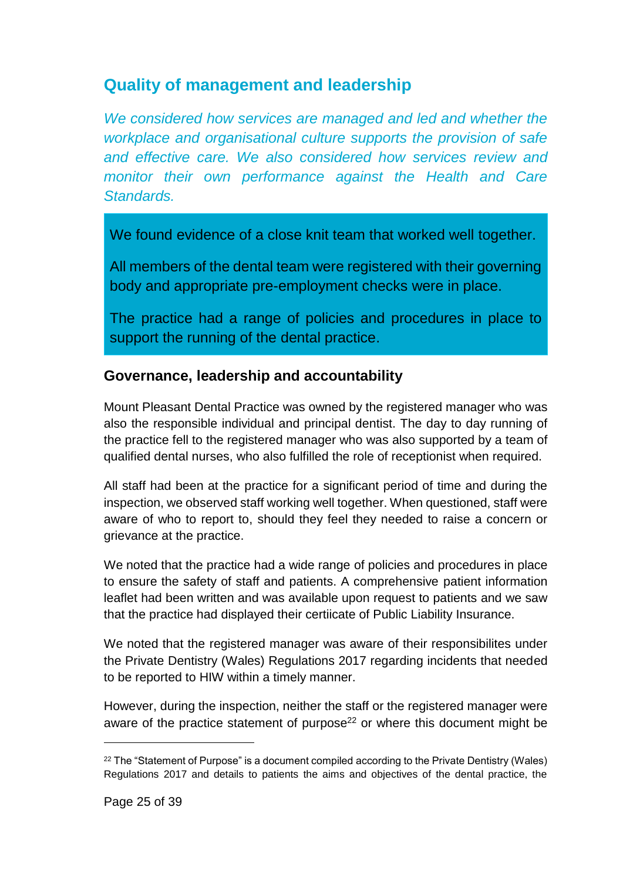## Quality of management and leadership

*We considered how services are managed and led and whether the workplace and organisational culture supports the provision of safe and effective care. We also considered how services review and monitor their own performance against the Health and Care Standards.*

We found evidence of a close knit team that worked well together.

All members of the dental team were registered with their governing body and appropriate pre-employment checks were in place.

The practice had a range of policies and procedures in place to support the running of the dental practice.

### Governance, leadership and accountability

Mount Pleasant Dental Practice was owned by the registered manager who was also the responsible individual and principal dentist. The day to day running of the practice fell to the registered manager who was also supported by a team of qualified dental nurses, who also fulfilled the role of receptionist when required.

All staff had been at the practice for a significant period of time and during the inspection, we observed staff working well together. When questioned, staff were aware of who to report to, should they feel they needed to raise a concern or grievance at the practice.

We noted that the practice had a wide range of policies and procedures in place to ensure the safety of staff and patients. A comprehensive patient information leaflet had been written and was available upon request to patients and we saw that the practice had displayed their certiicate of Public Liability Insurance.

We noted that the registered manager was aware of their responsibilites under the Private Dentistry (Wales) Regulations 2017 regarding incidents that needed to be reported to HIW within a timely manner.

However, during the inspection, neither the staff or the registered manager were aware of the practice statement of purpose[22] or where this document might be

[22] The "Statement of Purpose" is a document compiled according to the Private Dentistry (Wales) Regulations 2017 and details to patients the aims and objectives of the dental practice, the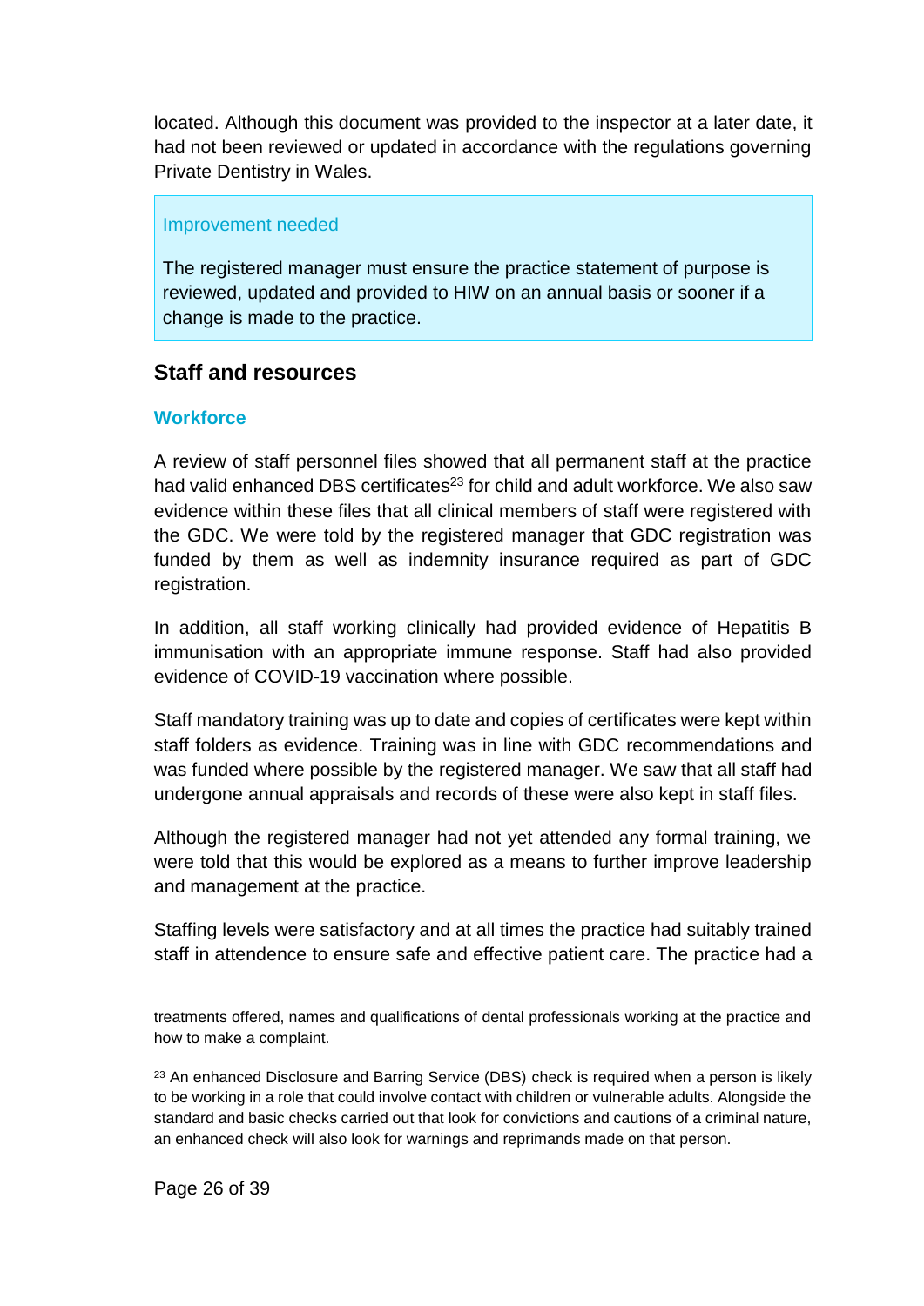located. Although this document was provided to the inspector at a later date, it had not been reviewed or updated in accordance with the regulations governing Private Dentistry in Wales.

> Improvement needed
>
> The registered manager must ensure the practice statement of purpose is reviewed, updated and provided to HIW on an annual basis or sooner if a change is made to the practice.

## Staff and resources

### Workforce

A review of staff personnel files showed that all permanent staff at the practice had valid enhanced DBS certificates[23] for child and adult workforce. We also saw evidence within these files that all clinical members of staff were registered with the GDC. We were told by the registered manager that GDC registration was funded by them as well as indemnity insurance required as part of GDC registration.

In addition, all staff working clinically had provided evidence of Hepatitis B immunisation with an appropriate immune response. Staff had also provided evidence of COVID-19 vaccination where possible.

Staff mandatory training was up to date and copies of certificates were kept within staff folders as evidence. Training was in line with GDC recommendations and was funded where possible by the registered manager. We saw that all staff had undergone annual appraisals and records of these were also kept in staff files.

Although the registered manager had not yet attended any formal training, we were told that this would be explored as a means to further improve leadership and management at the practice.

Staffing levels were satisfactory and at all times the practice had suitably trained staff in attendence to ensure safe and effective patient care. The practice had a

---

treatments offered, names and qualifications of dental professionals working at the practice and how to make a complaint.

[23] An enhanced Disclosure and Barring Service (DBS) check is required when a person is likely to be working in a role that could involve contact with children or vulnerable adults. Alongside the standard and basic checks carried out that look for convictions and cautions of a criminal nature, an enhanced check will also look for warnings and reprimands made on that person.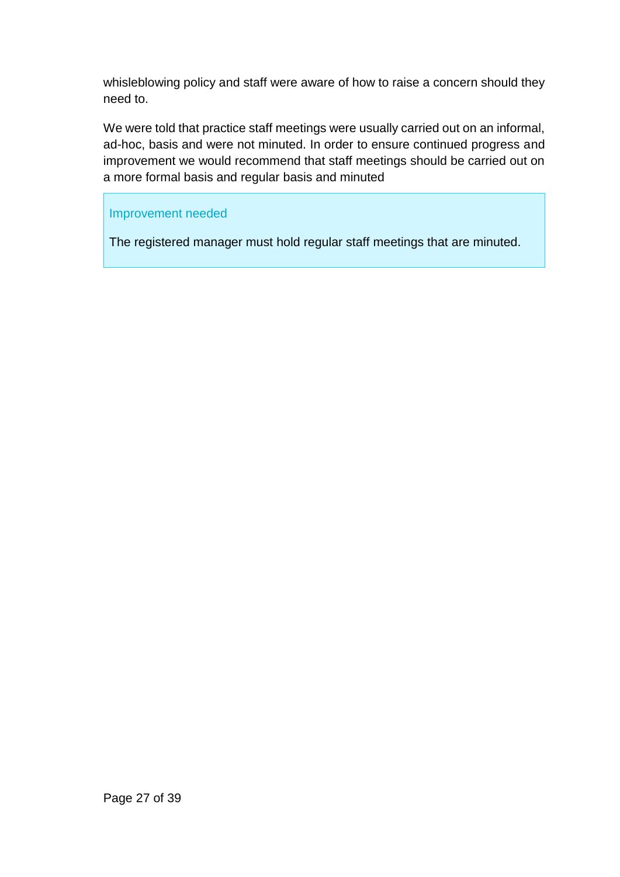whisleblowing policy and staff were aware of how to raise a concern should they need to.

We were told that practice staff meetings were usually carried out on an informal, ad-hoc, basis and were not minuted. In order to ensure continued progress and improvement we would recommend that staff meetings should be carried out on a more formal basis and regular basis and minuted

**Improvement needed**

The registered manager must hold regular staff meetings that are minuted.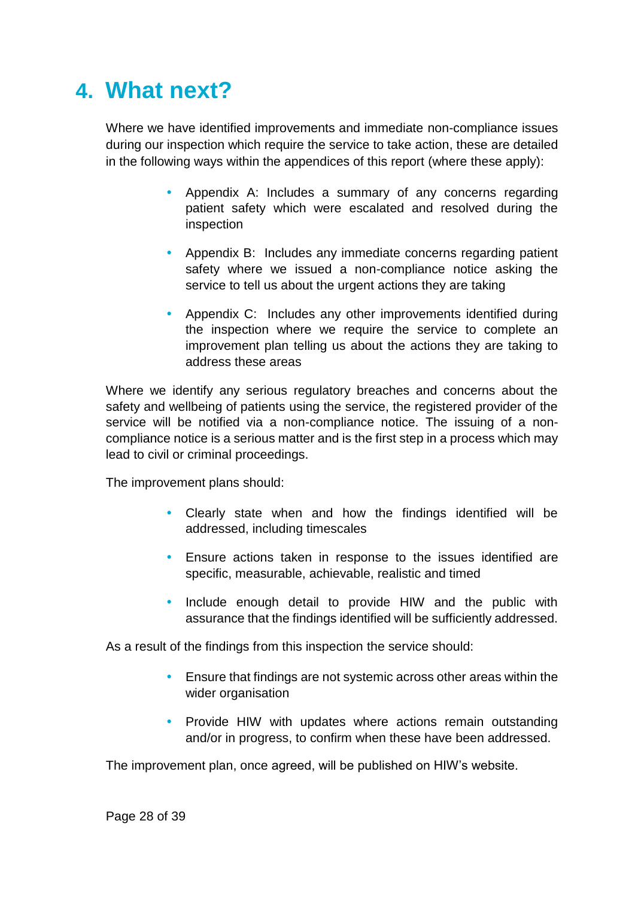# 4. What next?

Where we have identified improvements and immediate non-compliance issues during our inspection which require the service to take action, these are detailed in the following ways within the appendices of this report (where these apply):

- Appendix A: Includes a summary of any concerns regarding patient safety which were escalated and resolved during the inspection
- Appendix B: Includes any immediate concerns regarding patient safety where we issued a non-compliance notice asking the service to tell us about the urgent actions they are taking
- Appendix C: Includes any other improvements identified during the inspection where we require the service to complete an improvement plan telling us about the actions they are taking to address these areas

Where we identify any serious regulatory breaches and concerns about the safety and wellbeing of patients using the service, the registered provider of the service will be notified via a non-compliance notice. The issuing of a non-compliance notice is a serious matter and is the first step in a process which may lead to civil or criminal proceedings.

The improvement plans should:

- Clearly state when and how the findings identified will be addressed, including timescales
- Ensure actions taken in response to the issues identified are specific, measurable, achievable, realistic and timed
- Include enough detail to provide HIW and the public with assurance that the findings identified will be sufficiently addressed.

As a result of the findings from this inspection the service should:

- Ensure that findings are not systemic across other areas within the wider organisation
- Provide HIW with updates where actions remain outstanding and/or in progress, to confirm when these have been addressed.

The improvement plan, once agreed, will be published on HIW's website.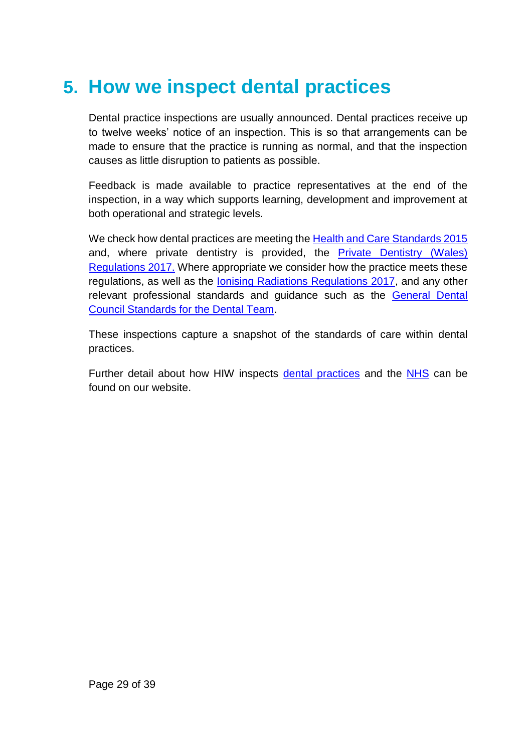# 5. How we inspect dental practices

Dental practice inspections are usually announced. Dental practices receive up to twelve weeks' notice of an inspection. This is so that arrangements can be made to ensure that the practice is running as normal, and that the inspection causes as little disruption to patients as possible.

Feedback is made available to practice representatives at the end of the inspection, in a way which supports learning, development and improvement at both operational and strategic levels.

We check how dental practices are meeting the Health and Care Standards 2015 and, where private dentistry is provided, the Private Dentistry (Wales) Regulations 2017. Where appropriate we consider how the practice meets these regulations, as well as the Ionising Radiations Regulations 2017, and any other relevant professional standards and guidance such as the General Dental Council Standards for the Dental Team.

These inspections capture a snapshot of the standards of care within dental practices.

Further detail about how HIW inspects dental practices and the NHS can be found on our website.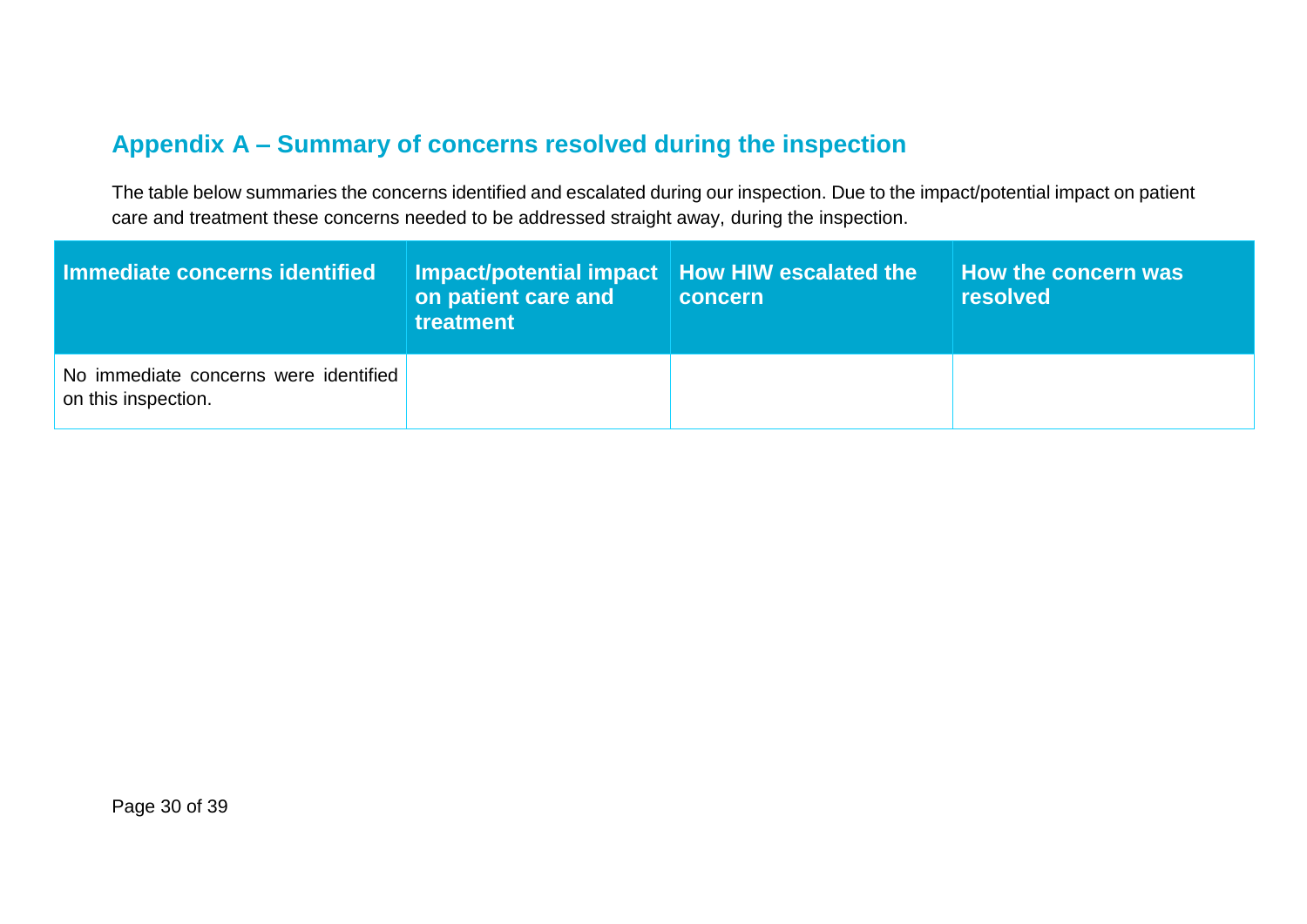## Appendix A – Summary of concerns resolved during the inspection

The table below summaries the concerns identified and escalated during our inspection. Due to the impact/potential impact on patient care and treatment these concerns needed to be addressed straight away, during the inspection.

| Immediate concerns identified | Impact/potential impact on patient care and treatment | How HIW escalated the concern | How the concern was resolved |
|---|---|---|---|
| No immediate concerns were identified on this inspection. | | | |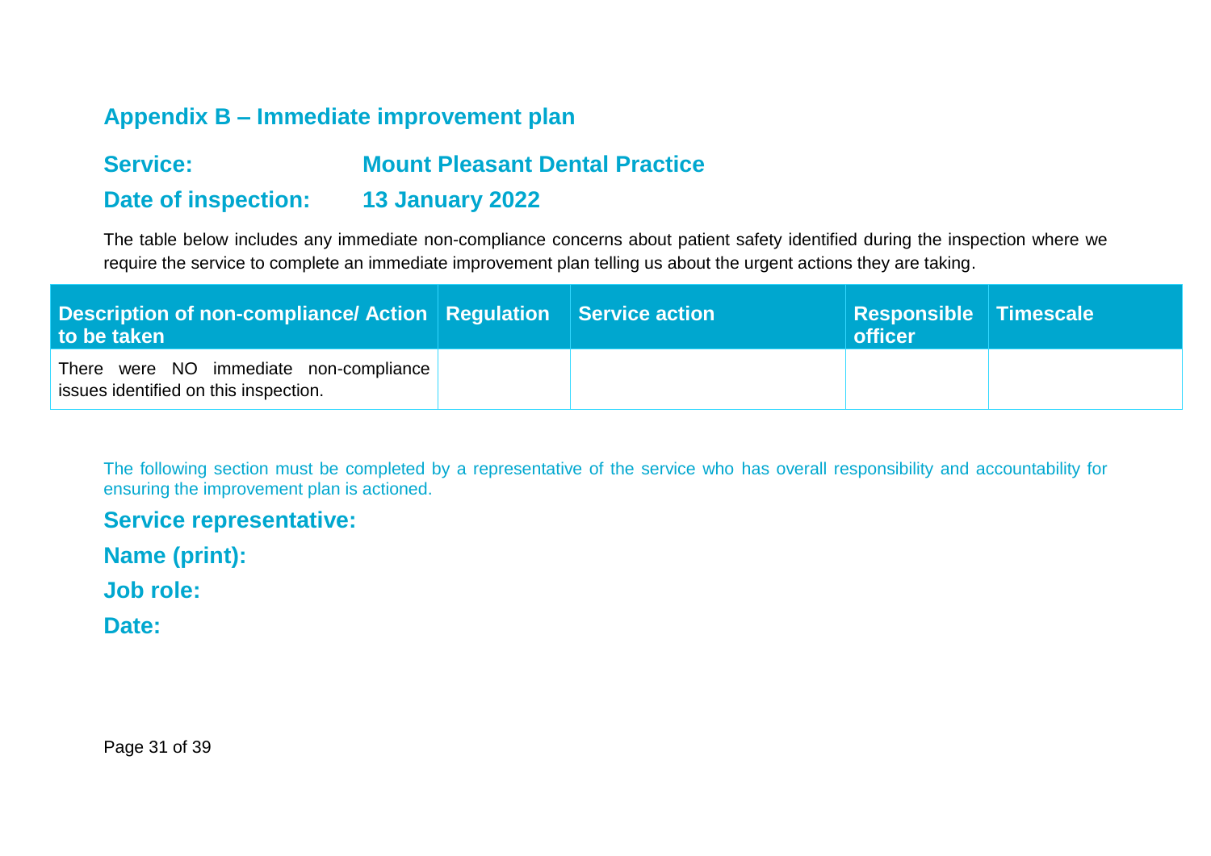## Appendix B – Immediate improvement plan

**Service:** **Mount Pleasant Dental Practice**

**Date of inspection:** **13 January 2022**

The table below includes any immediate non-compliance concerns about patient safety identified during the inspection where we require the service to complete an immediate improvement plan telling us about the urgent actions they are taking.

| Description of non-compliance/ Action to be taken | Regulation | Service action | Responsible officer | Timescale |
|---|---|---|---|---|
| There were NO immediate non-compliance issues identified on this inspection. | | | | |

The following section must be completed by a representative of the service who has overall responsibility and accountability for ensuring the improvement plan is actioned.

**Service representative:**

**Name (print):**

**Job role:**

**Date:**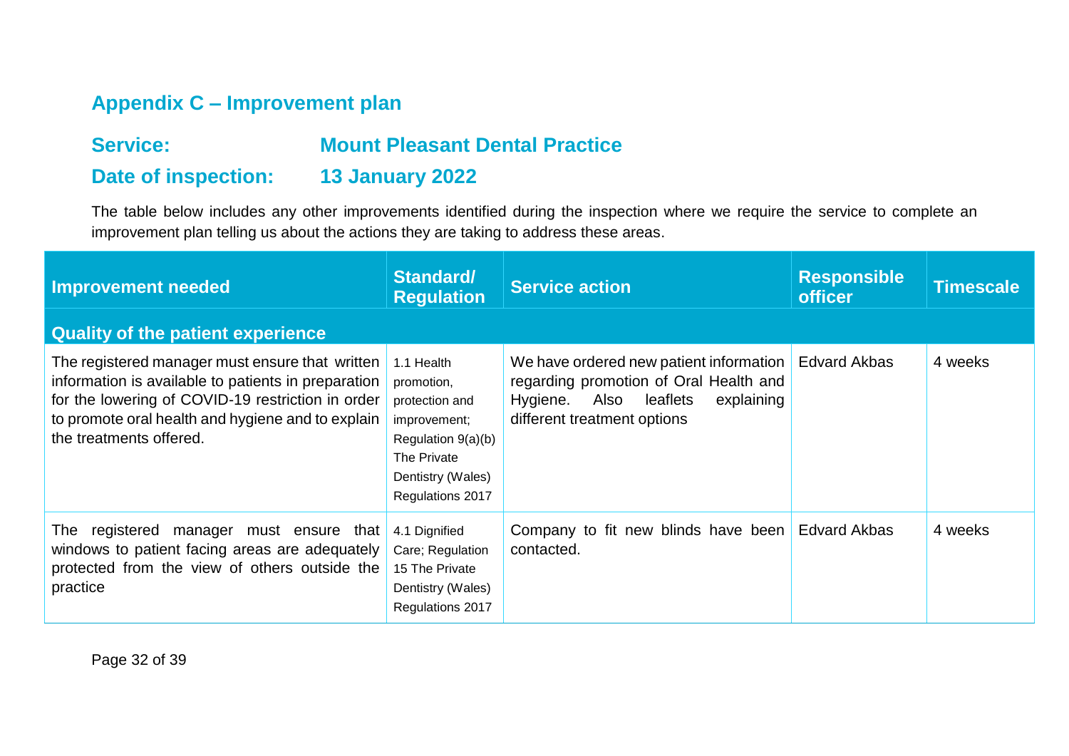## Appendix C – Improvement plan

**Service:** Mount Pleasant Dental Practice

**Date of inspection:** 13 January 2022

The table below includes any other improvements identified during the inspection where we require the service to complete an improvement plan telling us about the actions they are taking to address these areas.

| Improvement needed | Standard/ Regulation | Service action | Responsible officer | Timescale |
| --- | --- | --- | --- | --- |
| **Quality of the patient experience** | | | | |
| The registered manager must ensure that written information is available to patients in preparation for the lowering of COVID-19 restriction in order to promote oral health and hygiene and to explain the treatments offered. | 1.1 Health promotion, protection and improvement; Regulation 9(a)(b) The Private Dentistry (Wales) Regulations 2017 | We have ordered new patient information regarding promotion of Oral Health and Hygiene. Also leaflets explaining different treatment options | Edvard Akbas | 4 weeks |
| The registered manager must ensure that windows to patient facing areas are adequately protected from the view of others outside the practice | 4.1 Dignified Care; Regulation 15 The Private Dentistry (Wales) Regulations 2017 | Company to fit new blinds have been contacted. | Edvard Akbas | 4 weeks |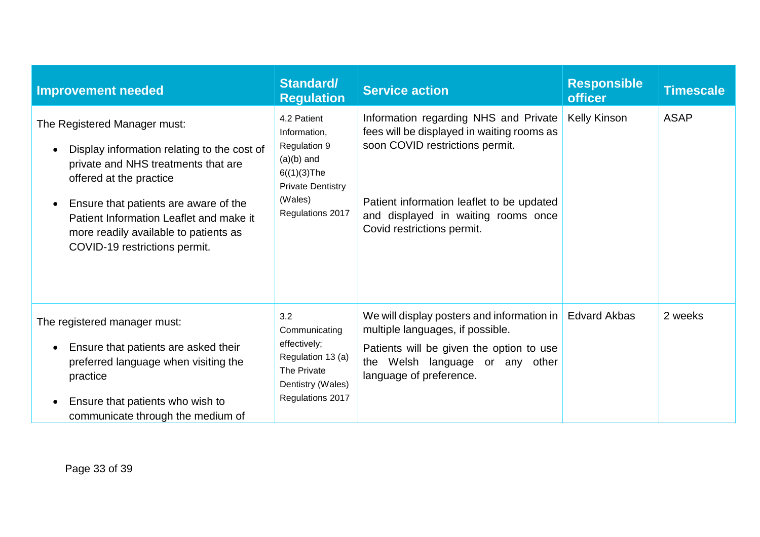| Improvement needed | Standard/ Regulation | Service action | Responsible officer | Timescale |
|---|---|---|---|---|
| The Registered Manager must:<br><br>• Display information relating to the cost of private and NHS treatments that are offered at the practice<br><br>• Ensure that patients are aware of the Patient Information Leaflet and make it more readily available to patients as COVID-19 restrictions permit. | 4.2 Patient Information, Regulation 9 (a)(b) and 6((1)(3)The Private Dentistry (Wales) Regulations 2017 | Information regarding NHS and Private fees will be displayed in waiting rooms as soon COVID restrictions permit.<br><br>Patient information leaflet to be updated and displayed in waiting rooms once Covid restrictions permit. | Kelly Kinson | ASAP |
| The registered manager must:<br><br>• Ensure that patients are asked their preferred language when visiting the practice<br><br>• Ensure that patients who wish to communicate through the medium of | 3.2 Communicating effectively; Regulation 13 (a) The Private Dentistry (Wales) Regulations 2017 | We will display posters and information in multiple languages, if possible.<br><br>Patients will be given the option to use the Welsh language or any other language of preference. | Edvard Akbas | 2 weeks |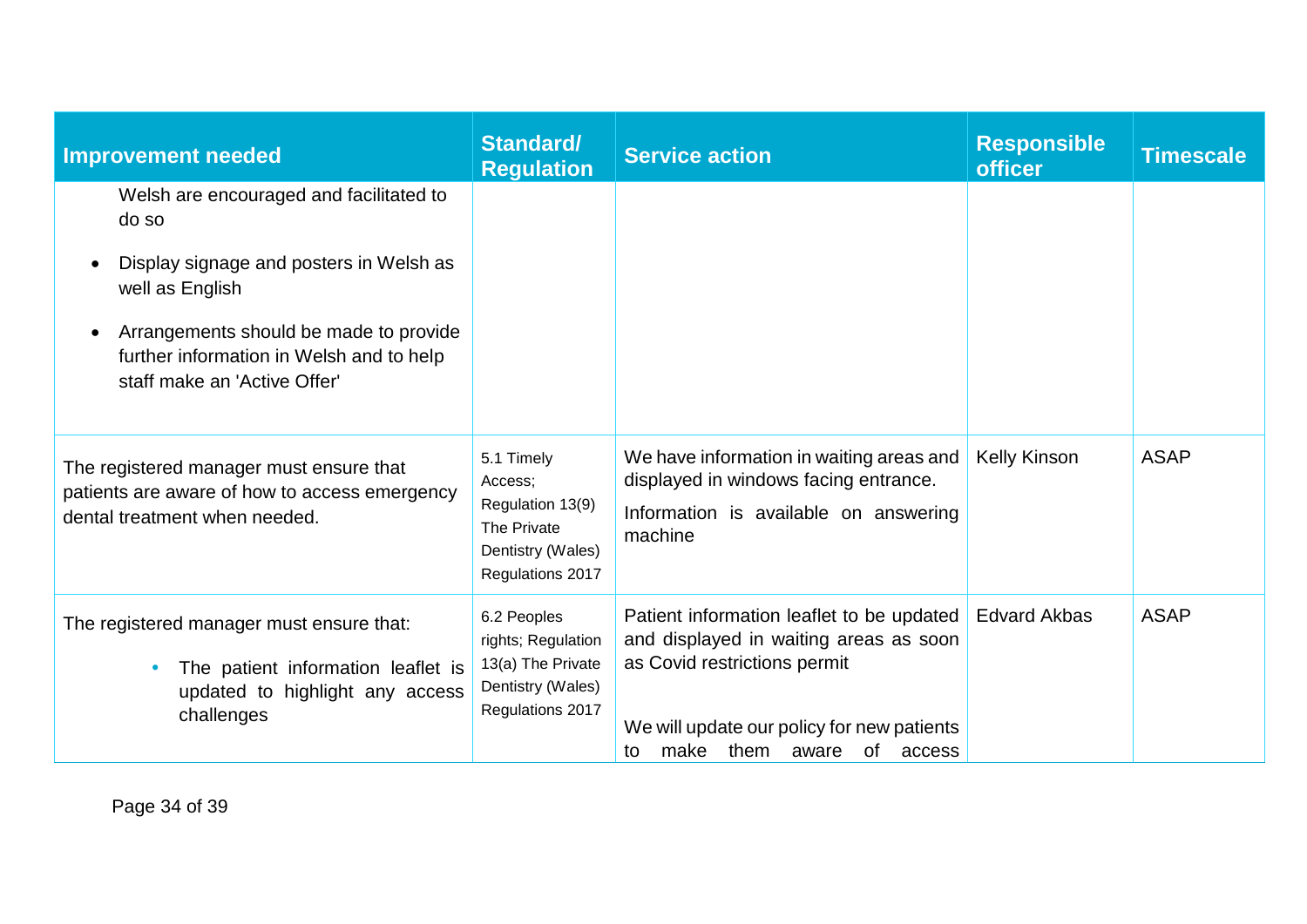| Improvement needed | Standard/ Regulation | Service action | Responsible officer | Timescale |
|---|---|---|---|---|
| Welsh are encouraged and facilitated to do so<br>• Display signage and posters in Welsh as well as English<br>• Arrangements should be made to provide further information in Welsh and to help staff make an 'Active Offer' | | | | |
| The registered manager must ensure that patients are aware of how to access emergency dental treatment when needed. | 5.1 Timely Access; Regulation 13(9) The Private Dentistry (Wales) Regulations 2017 | We have information in waiting areas and displayed in windows facing entrance.<br>Information is available on answering machine | Kelly Kinson | ASAP |
| The registered manager must ensure that:<br>• The patient information leaflet is updated to highlight any access challenges | 6.2 Peoples rights; Regulation 13(a) The Private Dentistry (Wales) Regulations 2017 | Patient information leaflet to be updated and displayed in waiting areas as soon as Covid restrictions permit<br><br>We will update our policy for new patients to make them aware of access | Edvard Akbas | ASAP |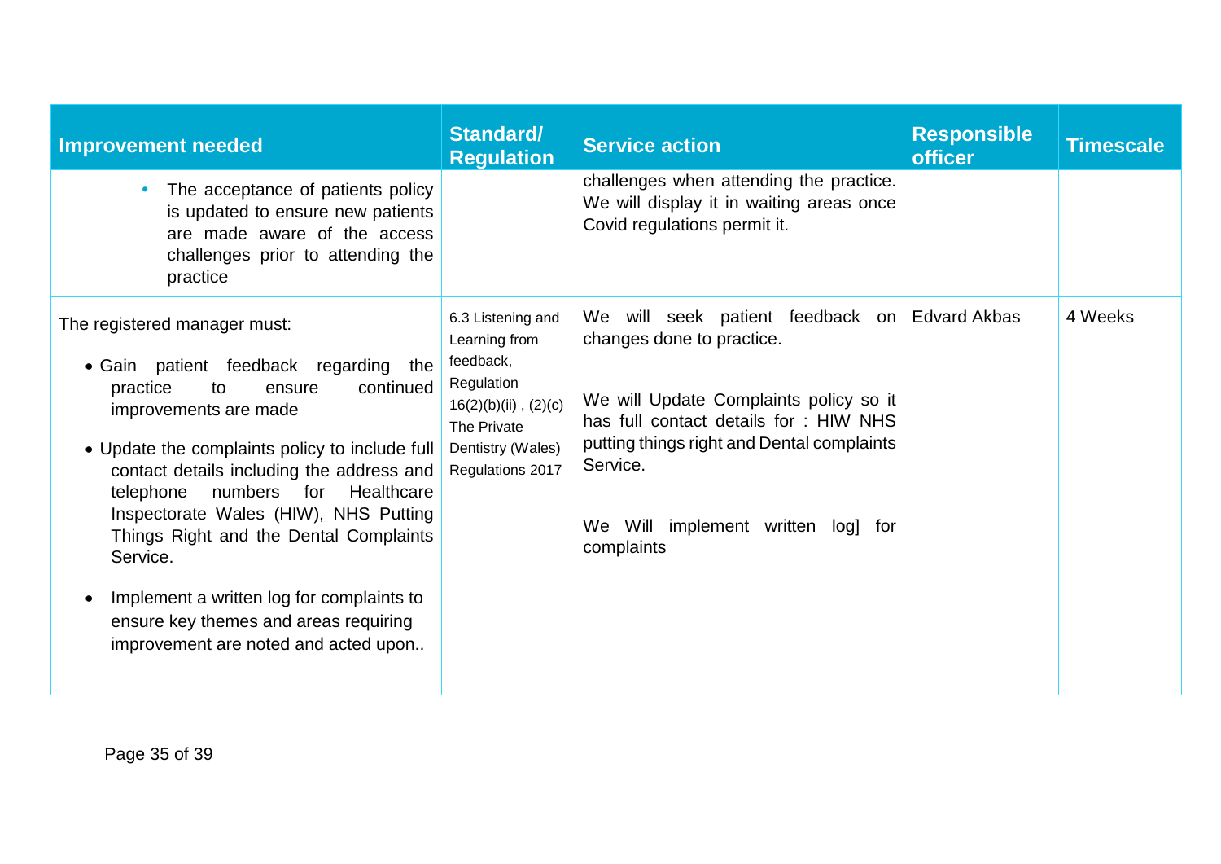| Improvement needed | Standard/ Regulation | Service action | Responsible officer | Timescale |
|---|---|---|---|---|
| • The acceptance of patients policy is updated to ensure new patients are made aware of the access challenges prior to attending the practice | | challenges when attending the practice. We will display it in waiting areas once Covid regulations permit it. | | |
| The registered manager must:<br><br>• Gain patient feedback regarding the practice to ensure continued improvements are made<br><br>• Update the complaints policy to include full contact details including the address and telephone numbers for Healthcare Inspectorate Wales (HIW), NHS Putting Things Right and the Dental Complaints Service.<br><br>• Implement a written log for complaints to ensure key themes and areas requiring improvement are noted and acted upon.. | 6.3 Listening and Learning from feedback, Regulation 16(2)(b)(ii) , (2)(c) The Private Dentistry (Wales) Regulations 2017 | We will seek patient feedback on changes done to practice.<br><br>We will Update Complaints policy so it has full contact details for : HIW NHS putting things right and Dental complaints Service.<br><br>We Will implement written log] for complaints | Edvard Akbas | 4 Weeks |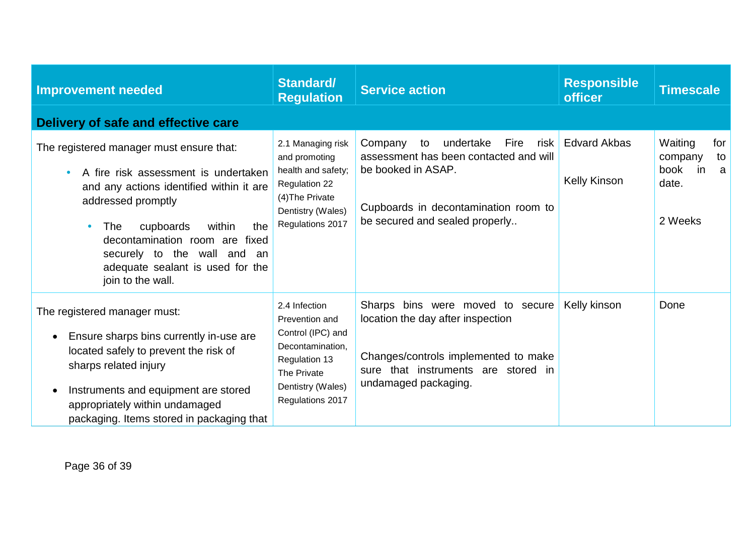| Improvement needed | Standard/ Regulation | Service action | Responsible officer | Timescale |
|---|---|---|---|---|
| **Delivery of safe and effective care** | | | | |
| The registered manager must ensure that:<br><br>• A fire risk assessment is undertaken and any actions identified within it are addressed promptly<br><br>• The cupboards within the decontamination room are fixed securely to the wall and an adequate sealant is used for the join to the wall. | 2.1 Managing risk and promoting health and safety; Regulation 22 (4)The Private Dentistry (Wales) Regulations 2017 | Company to undertake Fire risk assessment has been contacted and will be booked in ASAP.<br><br>Cupboards in decontamination room to be secured and sealed properly.. | Edvard Akbas<br><br>Kelly Kinson | Waiting for company to book in a date.<br><br>2 Weeks |
| The registered manager must:<br><br>• Ensure sharps bins currently in-use are located safely to prevent the risk of sharps related injury<br><br>• Instruments and equipment are stored appropriately within undamaged packaging. Items stored in packaging that | 2.4 Infection Prevention and Control (IPC) and Decontamination, Regulation 13 The Private Dentistry (Wales) Regulations 2017 | Sharps bins were moved to secure location the day after inspection<br><br>Changes/controls implemented to make sure that instruments are stored in undamaged packaging. | Kelly kinson | Done |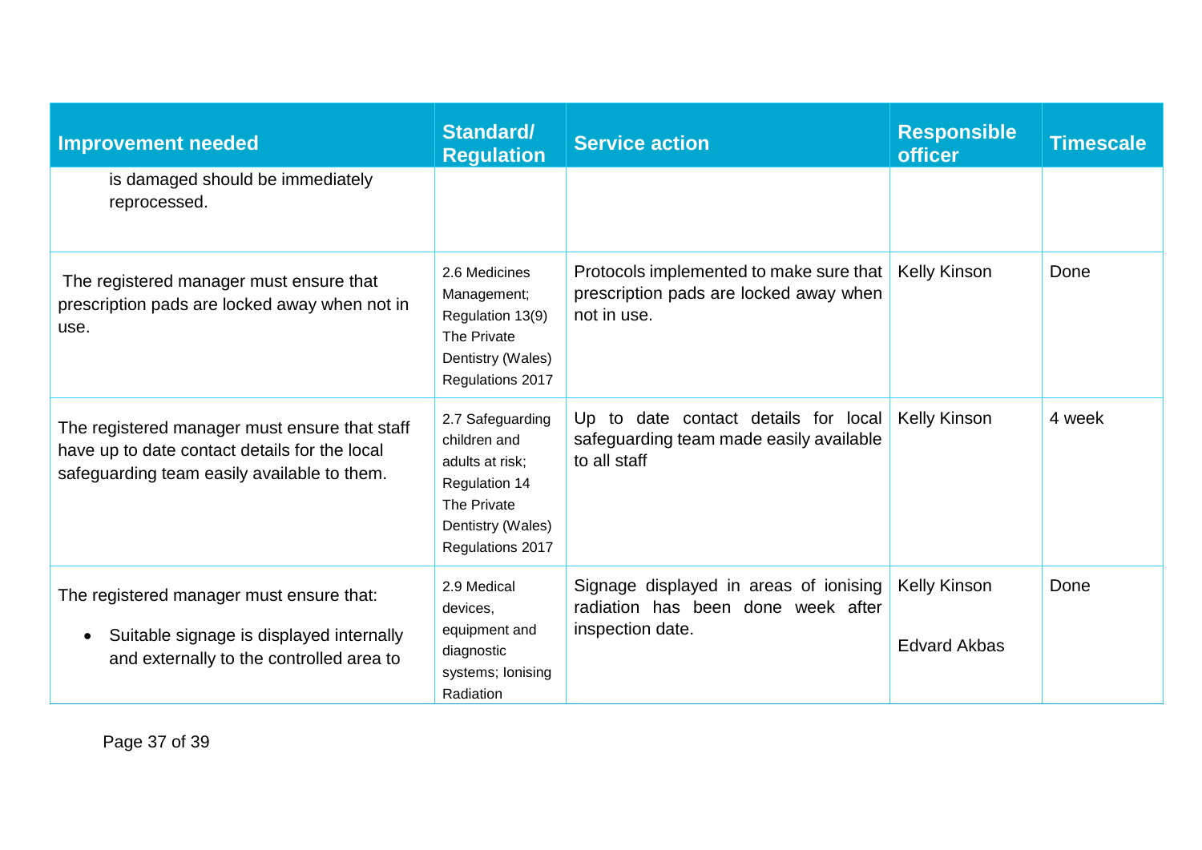| Improvement needed | Standard/ Regulation | Service action | Responsible officer | Timescale |
|---|---|---|---|---|
| is damaged should be immediately reprocessed. | | | | |
| The registered manager must ensure that prescription pads are locked away when not in use. | 2.6 Medicines Management; Regulation 13(9) The Private Dentistry (Wales) Regulations 2017 | Protocols implemented to make sure that prescription pads are locked away when not in use. | Kelly Kinson | Done |
| The registered manager must ensure that staff have up to date contact details for the local safeguarding team easily available to them. | 2.7 Safeguarding children and adults at risk; Regulation 14 The Private Dentistry (Wales) Regulations 2017 | Up to date contact details for local safeguarding team made easily available to all staff | Kelly Kinson | 4 week |
| The registered manager must ensure that:<br>• Suitable signage is displayed internally and externally to the controlled area to | 2.9 Medical devices, equipment and diagnostic systems; Ionising Radiation | Signage displayed in areas of ionising radiation has been done week after inspection date. | Kelly Kinson<br><br>Edvard Akbas | Done |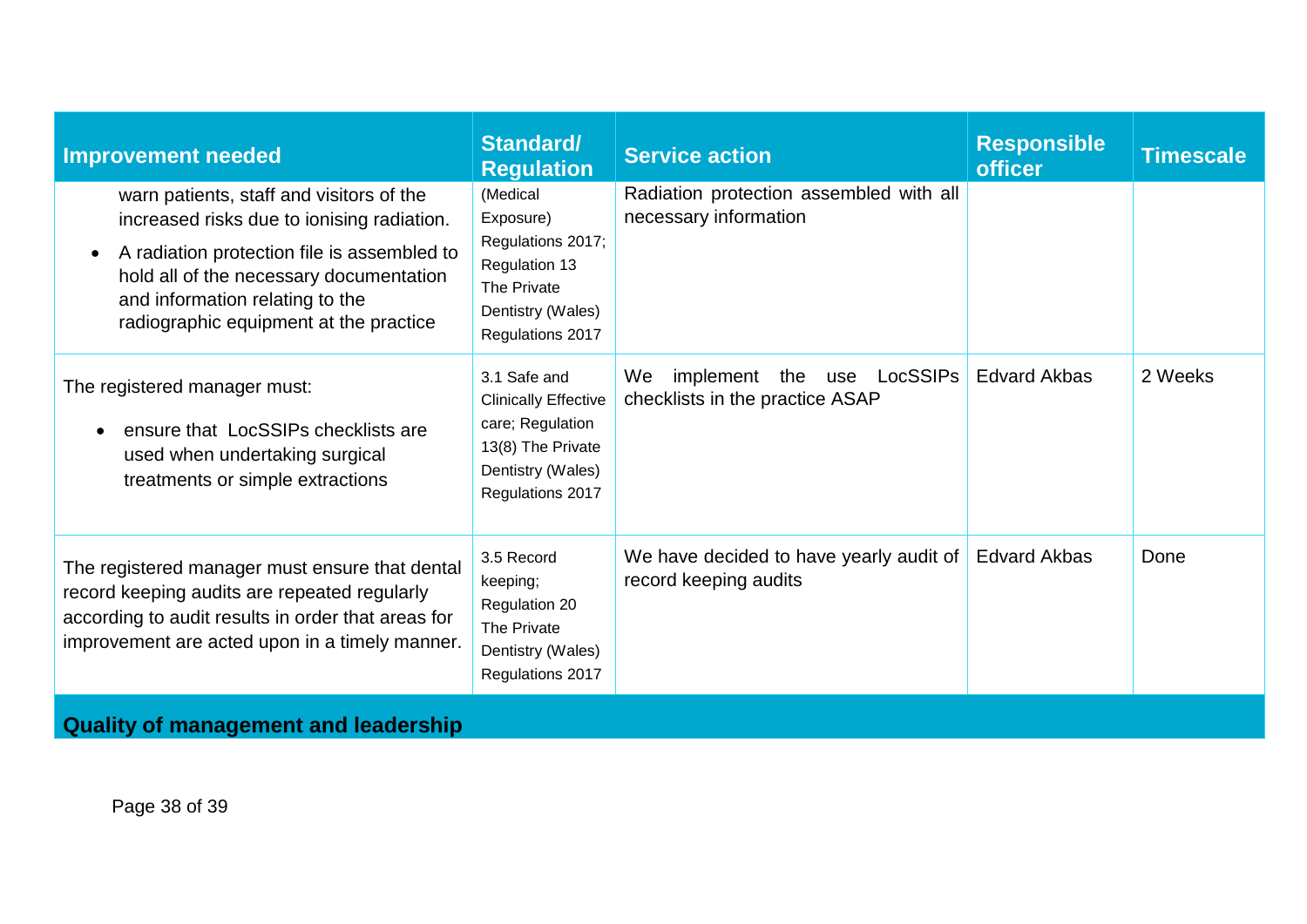| Improvement needed | Standard/ Regulation | Service action | Responsible officer | Timescale |
|---|---|---|---|---|
| warn patients, staff and visitors of the increased risks due to ionising radiation.<br>• A radiation protection file is assembled to hold all of the necessary documentation and information relating to the radiographic equipment at the practice | (Medical Exposure) Regulations 2017; Regulation 13 The Private Dentistry (Wales) Regulations 2017 | Radiation protection assembled with all necessary information | | |
| The registered manager must:<br>• ensure that LocSSIPs checklists are used when undertaking surgical treatments or simple extractions | 3.1 Safe and Clinically Effective care; Regulation 13(8) The Private Dentistry (Wales) Regulations 2017 | We implement the use LocSSIPs checklists in the practice ASAP | Edvard Akbas | 2 Weeks |
| The registered manager must ensure that dental record keeping audits are repeated regularly according to audit results in order that areas for improvement are acted upon in a timely manner. | 3.5 Record keeping; Regulation 20 The Private Dentistry (Wales) Regulations 2017 | We have decided to have yearly audit of record keeping audits | Edvard Akbas | Done |
| **Quality of management and leadership** | | | | |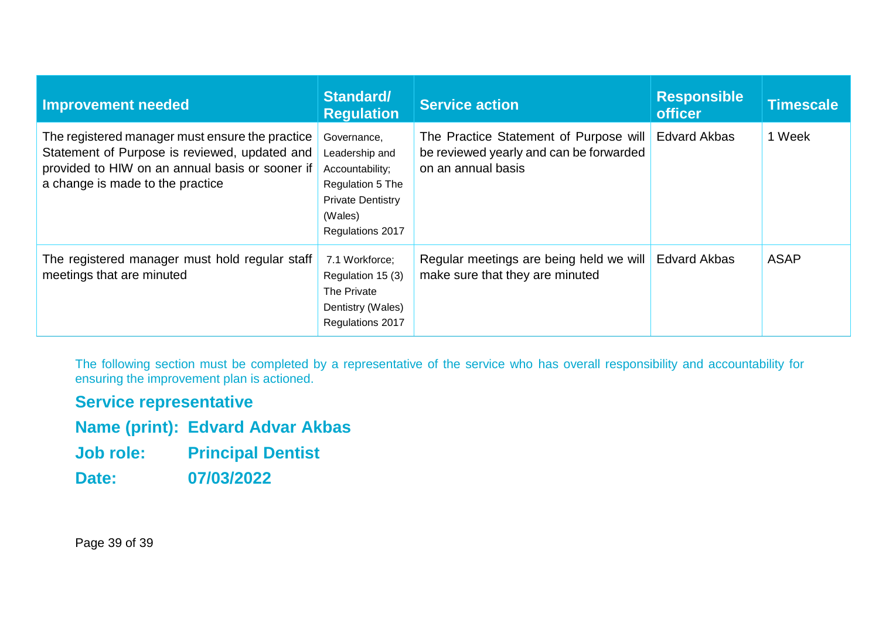| Improvement needed | Standard/ Regulation | Service action | Responsible officer | Timescale |
|---|---|---|---|---|
| The registered manager must ensure the practice Statement of Purpose is reviewed, updated and provided to HIW on an annual basis or sooner if a change is made to the practice | Governance, Leadership and Accountability; Regulation 5 The Private Dentistry (Wales) Regulations 2017 | The Practice Statement of Purpose will be reviewed yearly and can be forwarded on an annual basis | Edvard Akbas | 1 Week |
| The registered manager must hold regular staff meetings that are minuted | 7.1 Workforce; Regulation 15 (3) The Private Dentistry (Wales) Regulations 2017 | Regular meetings are being held we will make sure that they are minuted | Edvard Akbas | ASAP |

The following section must be completed by a representative of the service who has overall responsibility and accountability for ensuring the improvement plan is actioned.

**Service representative**

**Name (print):** **Edvard Advar Akbas**

**Job role:** **Principal Dentist**

**Date:** **07/03/2022**